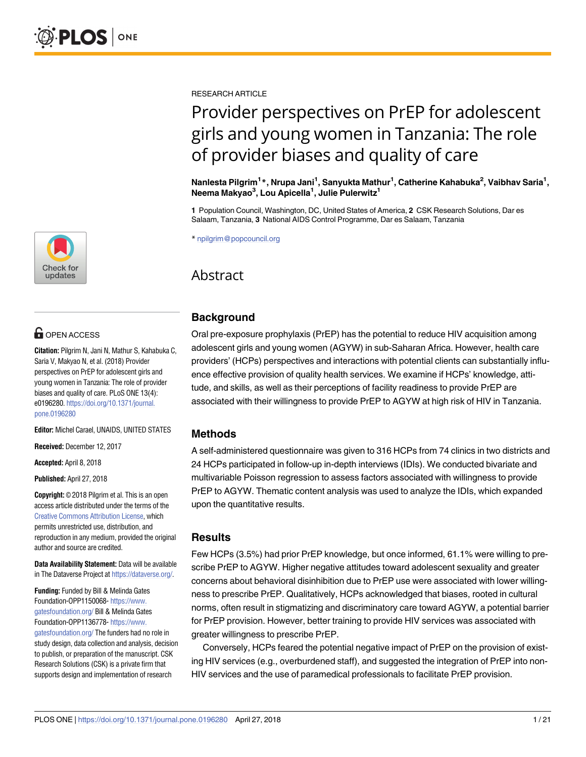RESEARCH ARTICLE

# Provider perspectives on PrEP for adolescent girls and young women in Tanzania: The role of provider biases and quality of care

**Nanlesta Pilgrim[1]*, Nrupa Jani[1], Sanyukta Mathur[1], Catherine Kahabuka[2], Vaibhav Saria[1], Neema Makyao[3], Lou Apicella[1], Julie Pulerwitz[1]**

**1** Population Council, Washington, DC, United States of America, **2** CSK Research Solutions, Dar es Salaam, Tanzania, **3** National AIDS Control Programme, Dar es Salaam, Tanzania

* npilgrim@popcouncil.org

OPEN ACCESS

**Citation:** Pilgrim N, Jani N, Mathur S, Kahabuka C, Saria V, Makyao N, et al. (2018) Provider perspectives on PrEP for adolescent girls and young women in Tanzania: The role of provider biases and quality of care. PLoS ONE 13(4): e0196280. https://doi.org/10.1371/journal.pone.0196280

**Editor:** Michel Carael, UNAIDS, UNITED STATES

**Received:** December 12, 2017

**Accepted:** April 8, 2018

**Published:** April 27, 2018

**Copyright:** © 2018 Pilgrim et al. This is an open access article distributed under the terms of the Creative Commons Attribution License, which permits unrestricted use, distribution, and reproduction in any medium, provided the original author and source are credited.

**Data Availability Statement:** Data will be available in The Dataverse Project at https://dataverse.org/.

**Funding:** Funded by Bill & Melinda Gates Foundation-OPP1150068- https://www.gatesfoundation.org/ Bill & Melinda Gates Foundation-OPP1136778- https://www.gatesfoundation.org/ The funders had no role in study design, data collection and analysis, decision to publish, or preparation of the manuscript. CSK Research Solutions (CSK) is a private firm that supports design and implementation of research

## Abstract

### Background

Oral pre-exposure prophylaxis (PrEP) has the potential to reduce HIV acquisition among adolescent girls and young women (AGYW) in sub-Saharan Africa. However, health care providers' (HCPs) perspectives and interactions with potential clients can substantially influence effective provision of quality health services. We examine if HCPs' knowledge, attitude, and skills, as well as their perceptions of facility readiness to provide PrEP are associated with their willingness to provide PrEP to AGYW at high risk of HIV in Tanzania.

### Methods

A self-administered questionnaire was given to 316 HCPs from 74 clinics in two districts and 24 HCPs participated in follow-up in-depth interviews (IDIs). We conducted bivariate and multivariable Poisson regression to assess factors associated with willingness to provide PrEP to AGYW. Thematic content analysis was used to analyze the IDIs, which expanded upon the quantitative results.

### Results

Few HCPs (3.5%) had prior PrEP knowledge, but once informed, 61.1% were willing to prescribe PrEP to AGYW. Higher negative attitudes toward adolescent sexuality and greater concerns about behavioral disinhibition due to PrEP use were associated with lower willingness to prescribe PrEP. Qualitatively, HCPs acknowledged that biases, rooted in cultural norms, often result in stigmatizing and discriminatory care toward AGYW, a potential barrier for PrEP provision. However, better training to provide HIV services was associated with greater willingness to prescribe PrEP.

Conversely, HCPs feared the potential negative impact of PrEP on the provision of existing HIV services (e.g., overburdened staff), and suggested the integration of PrEP into non-HIV services and the use of paramedical professionals to facilitate PrEP provision.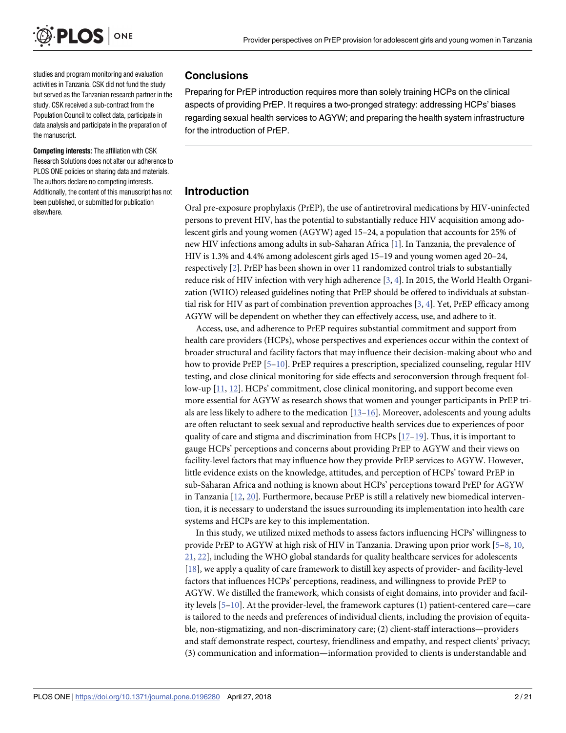studies and program monitoring and evaluation activities in Tanzania. CSK did not fund the study but served as the Tanzanian research partner in the study. CSK received a sub-contract from the Population Council to collect data, participate in data analysis and participate in the preparation of the manuscript.

**Competing interests:** The affiliation with CSK Research Solutions does not alter our adherence to PLOS ONE policies on sharing data and materials. The authors declare no competing interests. Additionally, the content of this manuscript has not been published, or submitted for publication elsewhere.

## Conclusions

Preparing for PrEP introduction requires more than solely training HCPs on the clinical aspects of providing PrEP. It requires a two-pronged strategy: addressing HCPs' biases regarding sexual health services to AGYW; and preparing the health system infrastructure for the introduction of PrEP.

## Introduction

Oral pre-exposure prophylaxis (PrEP), the use of antiretroviral medications by HIV-uninfected persons to prevent HIV, has the potential to substantially reduce HIV acquisition among adolescent girls and young women (AGYW) aged 15–24, a population that accounts for 25% of new HIV infections among adults in sub-Saharan Africa [1]. In Tanzania, the prevalence of HIV is 1.3% and 4.4% among adolescent girls aged 15–19 and young women aged 20–24, respectively [2]. PrEP has been shown in over 11 randomized control trials to substantially reduce risk of HIV infection with very high adherence [3, 4]. In 2015, the World Health Organization (WHO) released guidelines noting that PrEP should be offered to individuals at substantial risk for HIV as part of combination prevention approaches [3, 4]. Yet, PrEP efficacy among AGYW will be dependent on whether they can effectively access, use, and adhere to it.

Access, use, and adherence to PrEP requires substantial commitment and support from health care providers (HCPs), whose perspectives and experiences occur within the context of broader structural and facility factors that may influence their decision-making about who and how to provide PrEP [5–10]. PrEP requires a prescription, specialized counseling, regular HIV testing, and close clinical monitoring for side effects and seroconversion through frequent follow-up [11, 12]. HCPs' commitment, close clinical monitoring, and support become even more essential for AGYW as research shows that women and younger participants in PrEP trials are less likely to adhere to the medication [13–16]. Moreover, adolescents and young adults are often reluctant to seek sexual and reproductive health services due to experiences of poor quality of care and stigma and discrimination from HCPs [17–19]. Thus, it is important to gauge HCPs' perceptions and concerns about providing PrEP to AGYW and their views on facility-level factors that may influence how they provide PrEP services to AGYW. However, little evidence exists on the knowledge, attitudes, and perception of HCPs' toward PrEP in sub-Saharan Africa and nothing is known about HCPs' perceptions toward PrEP for AGYW in Tanzania [12, 20]. Furthermore, because PrEP is still a relatively new biomedical intervention, it is necessary to understand the issues surrounding its implementation into health care systems and HCPs are key to this implementation.

In this study, we utilized mixed methods to assess factors influencing HCPs' willingness to provide PrEP to AGYW at high risk of HIV in Tanzania. Drawing upon prior work [5–8, 10, 21, 22], including the WHO global standards for quality healthcare services for adolescents [18], we apply a quality of care framework to distill key aspects of provider- and facility-level factors that influences HCPs' perceptions, readiness, and willingness to provide PrEP to AGYW. We distilled the framework, which consists of eight domains, into provider and facility levels [5–10]. At the provider-level, the framework captures (1) patient-centered care—care is tailored to the needs and preferences of individual clients, including the provision of equitable, non-stigmatizing, and non-discriminatory care; (2) client-staff interactions—providers and staff demonstrate respect, courtesy, friendliness and empathy, and respect clients' privacy; (3) communication and information—information provided to clients is understandable and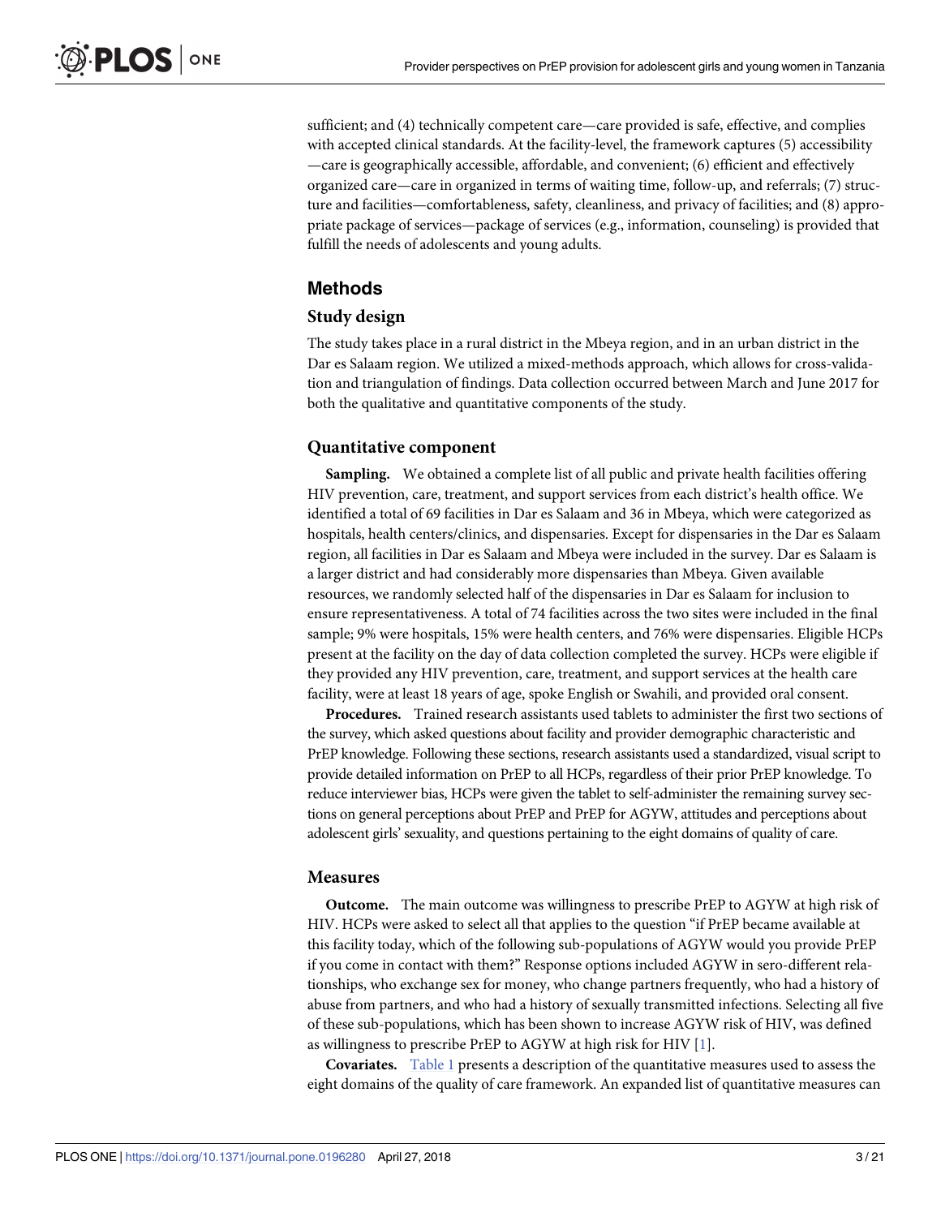sufficient; and (4) technically competent care—care provided is safe, effective, and complies with accepted clinical standards. At the facility-level, the framework captures (5) accessibility —care is geographically accessible, affordable, and convenient; (6) efficient and effectively organized care—care in organized in terms of waiting time, follow-up, and referrals; (7) structure and facilities—comfortableness, safety, cleanliness, and privacy of facilities; and (8) appropriate package of services—package of services (e.g., information, counseling) is provided that fulfill the needs of adolescents and young adults.

## Methods

### Study design

The study takes place in a rural district in the Mbeya region, and in an urban district in the Dar es Salaam region. We utilized a mixed-methods approach, which allows for cross-validation and triangulation of findings. Data collection occurred between March and June 2017 for both the qualitative and quantitative components of the study.

### Quantitative component

**Sampling.** We obtained a complete list of all public and private health facilities offering HIV prevention, care, treatment, and support services from each district's health office. We identified a total of 69 facilities in Dar es Salaam and 36 in Mbeya, which were categorized as hospitals, health centers/clinics, and dispensaries. Except for dispensaries in the Dar es Salaam region, all facilities in Dar es Salaam and Mbeya were included in the survey. Dar es Salaam is a larger district and had considerably more dispensaries than Mbeya. Given available resources, we randomly selected half of the dispensaries in Dar es Salaam for inclusion to ensure representativeness. A total of 74 facilities across the two sites were included in the final sample; 9% were hospitals, 15% were health centers, and 76% were dispensaries. Eligible HCPs present at the facility on the day of data collection completed the survey. HCPs were eligible if they provided any HIV prevention, care, treatment, and support services at the health care facility, were at least 18 years of age, spoke English or Swahili, and provided oral consent.

**Procedures.** Trained research assistants used tablets to administer the first two sections of the survey, which asked questions about facility and provider demographic characteristic and PrEP knowledge. Following these sections, research assistants used a standardized, visual script to provide detailed information on PrEP to all HCPs, regardless of their prior PrEP knowledge. To reduce interviewer bias, HCPs were given the tablet to self-administer the remaining survey sections on general perceptions about PrEP and PrEP for AGYW, attitudes and perceptions about adolescent girls' sexuality, and questions pertaining to the eight domains of quality of care.

### Measures

**Outcome.** The main outcome was willingness to prescribe PrEP to AGYW at high risk of HIV. HCPs were asked to select all that applies to the question "if PrEP became available at this facility today, which of the following sub-populations of AGYW would you provide PrEP if you come in contact with them?" Response options included AGYW in sero-different relationships, who exchange sex for money, who change partners frequently, who had a history of abuse from partners, and who had a history of sexually transmitted infections. Selecting all five of these sub-populations, which has been shown to increase AGYW risk of HIV, was defined as willingness to prescribe PrEP to AGYW at high risk for HIV [1].

**Covariates.** Table 1 presents a description of the quantitative measures used to assess the eight domains of the quality of care framework. An expanded list of quantitative measures can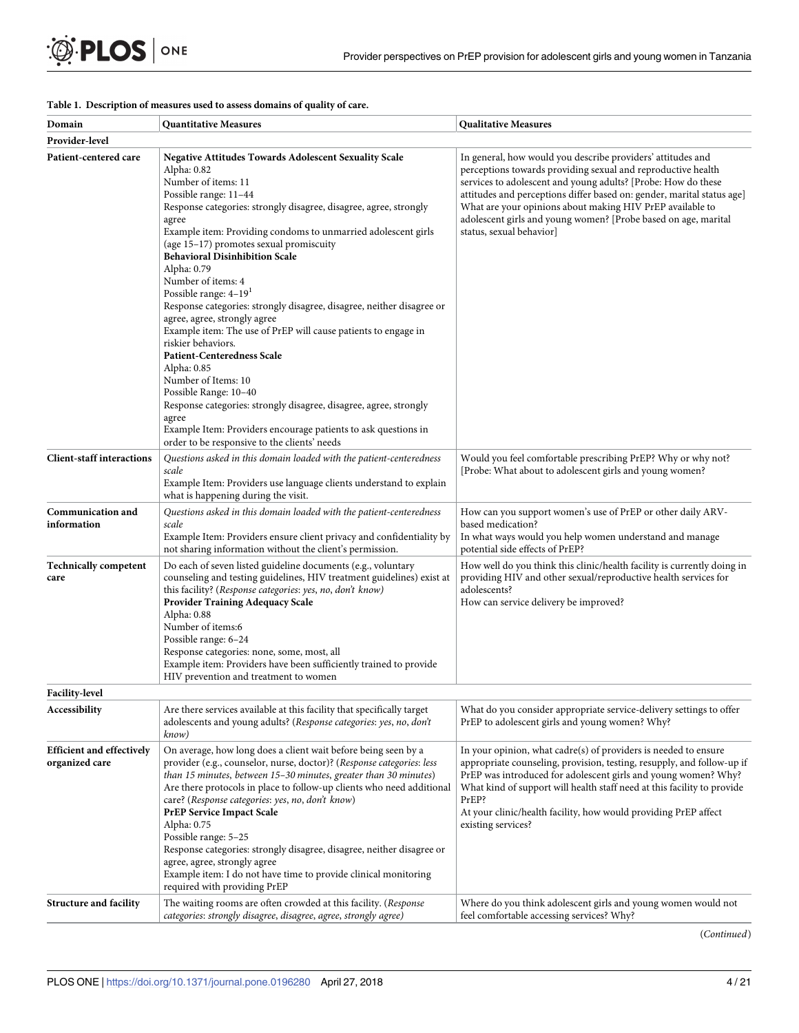**Table 1. Description of measures used to assess domains of quality of care.**

| Domain | Quantitative Measures | Qualitative Measures |
|---|---|---|
| **Provider-level** | | |
| **Patient-centered care** | **Negative Attitudes Towards Adolescent Sexuality Scale**<br>Alpha: 0.82<br>Number of items: 11<br>Possible range: 11–44<br>Response categories: strongly disagree, disagree, agree, strongly agree<br>Example item: Providing condoms to unmarried adolescent girls (age 15–17) promotes sexual promiscuity<br>**Behavioral Disinhibition Scale**<br>Alpha: 0.79<br>Number of items: 4<br>Possible range: 4–19[1]<br>Response categories: strongly disagree, disagree, neither disagree or agree, agree, strongly agree<br>Example item: The use of PrEP will cause patients to engage in riskier behaviors.<br>**Patient-Centeredness Scale**<br>Alpha: 0.85<br>Number of Items: 10<br>Possible Range: 10–40<br>Response categories: strongly disagree, disagree, agree, strongly agree<br>Example Item: Providers encourage patients to ask questions in order to be responsive to the clients' needs | In general, how would you describe providers' attitudes and perceptions towards providing sexual and reproductive health services to adolescent and young adults? [Probe: How do these attitudes and perceptions differ based on: gender, marital status age]<br>What are your opinions about making HIV PrEP available to adolescent girls and young women? [Probe based on age, marital status, sexual behavior] |
| **Client-staff interactions** | *Questions asked in this domain loaded with the patient-centeredness scale*<br>Example Item: Providers use language clients understand to explain what is happening during the visit. | Would you feel comfortable prescribing PrEP? Why or why not? [Probe: What about to adolescent girls and young women? |
| **Communication and information** | *Questions asked in this domain loaded with the patient-centeredness scale*<br>Example Item: Providers ensure client privacy and confidentiality by not sharing information without the client's permission. | How can you support women's use of PrEP or other daily ARV-based medication?<br>In what ways would you help women understand and manage potential side effects of PrEP? |
| **Technically competent care** | Do each of seven listed guideline documents (e.g., voluntary counseling and testing guidelines, HIV treatment guidelines) exist at this facility? (*Response categories: yes, no, don't know*)<br>**Provider Training Adequacy Scale**<br>Alpha: 0.88<br>Number of items:6<br>Possible range: 6–24<br>Response categories: none, some, most, all<br>Example item: Providers have been sufficiently trained to provide HIV prevention and treatment to women | How well do you think this clinic/health facility is currently doing in providing HIV and other sexual/reproductive health services for adolescents?<br>How can service delivery be improved? |
| **Facility-level** | | |
| **Accessibility** | Are there services available at this facility that specifically target adolescents and young adults? (*Response categories: yes, no, don't know*) | What do you consider appropriate service-delivery settings to offer PrEP to adolescent girls and young women? Why? |
| **Efficient and effectively organized care** | On average, how long does a client wait before being seen by a provider (e.g., counselor, nurse, doctor)? (*Response categories: less than 15 minutes, between 15–30 minutes, greater than 30 minutes*)<br>Are there protocols in place to follow-up clients who need additional care? (*Response categories: yes, no, don't know*)<br>**PrEP Service Impact Scale**<br>Alpha: 0.75<br>Possible range: 5–25<br>Response categories: strongly disagree, disagree, neither disagree or agree, agree, strongly agree<br>Example item: I do not have time to provide clinical monitoring required with providing PrEP | In your opinion, what cadre(s) of providers is needed to ensure appropriate counseling, provision, testing, resupply, and follow-up if PrEP was introduced for adolescent girls and young women? Why?<br>What kind of support will health staff need at this facility to provide PrEP?<br>At your clinic/health facility, how would providing PrEP affect existing services? |
| **Structure and facility** | The waiting rooms are often crowded at this facility. (*Response categories: strongly disagree, disagree, agree, strongly agree*) | Where do you think adolescent girls and young women would not feel comfortable accessing services? Why? |

(*Continued*)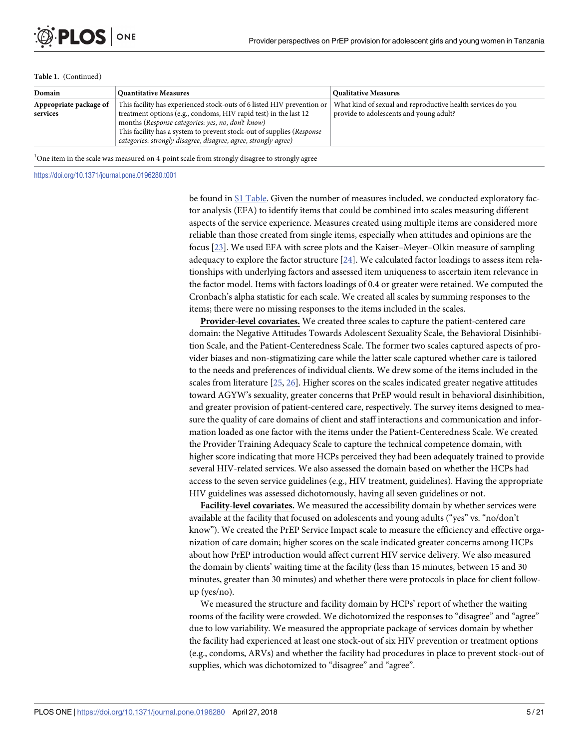**Table 1.** (Continued)

| Domain | Quantitative Measures | Qualitative Measures |
|---|---|---|
| **Appropriate package of services** | This facility has experienced stock-outs of 6 listed HIV prevention or treatment options (e.g., condoms, HIV rapid test) in the last 12 months (*Response categories: yes, no, don't know*)<br>This facility has a system to prevent stock-out of supplies (*Response categories: strongly disagree, disagree, agree, strongly agree)* | What kind of sexual and reproductive health services do you provide to adolescents and young adult? |

[1]One item in the scale was measured on 4-point scale from strongly disagree to strongly agree

https://doi.org/10.1371/journal.pone.0196280.t001

be found in S1 Table. Given the number of measures included, we conducted exploratory factor analysis (EFA) to identify items that could be combined into scales measuring different aspects of the service experience. Measures created using multiple items are considered more reliable than those created from single items, especially when attitudes and opinions are the focus [23]. We used EFA with scree plots and the Kaiser–Meyer–Olkin measure of sampling adequacy to explore the factor structure [24]. We calculated factor loadings to assess item relationships with underlying factors and assessed item uniqueness to ascertain item relevance in the factor model. Items with factors loadings of 0.4 or greater were retained. We computed the Cronbach's alpha statistic for each scale. We created all scales by summing responses to the items; there were no missing responses to the items included in the scales.

**Provider-level covariates.** We created three scales to capture the patient-centered care domain: the Negative Attitudes Towards Adolescent Sexuality Scale, the Behavioral Disinhibition Scale, and the Patient-Centeredness Scale. The former two scales captured aspects of provider biases and non-stigmatizing care while the latter scale captured whether care is tailored to the needs and preferences of individual clients. We drew some of the items included in the scales from literature [25, 26]. Higher scores on the scales indicated greater negative attitudes toward AGYW's sexuality, greater concerns that PrEP would result in behavioral disinhibition, and greater provision of patient-centered care, respectively. The survey items designed to measure the quality of care domains of client and staff interactions and communication and information loaded as one factor with the items under the Patient-Centeredness Scale. We created the Provider Training Adequacy Scale to capture the technical competence domain, with higher score indicating that more HCPs perceived they had been adequately trained to provide several HIV-related services. We also assessed the domain based on whether the HCPs had access to the seven service guidelines (e.g., HIV treatment, guidelines). Having the appropriate HIV guidelines was assessed dichotomously, having all seven guidelines or not.

**Facility-level covariates.** We measured the accessibility domain by whether services were available at the facility that focused on adolescents and young adults ("yes" vs. "no/don't know"). We created the PrEP Service Impact scale to measure the efficiency and effective organization of care domain; higher scores on the scale indicated greater concerns among HCPs about how PrEP introduction would affect current HIV service delivery. We also measured the domain by clients' waiting time at the facility (less than 15 minutes, between 15 and 30 minutes, greater than 30 minutes) and whether there were protocols in place for client follow-up (yes/no).

We measured the structure and facility domain by HCPs' report of whether the waiting rooms of the facility were crowded. We dichotomized the responses to "disagree" and "agree" due to low variability. We measured the appropriate package of services domain by whether the facility had experienced at least one stock-out of six HIV prevention or treatment options (e.g., condoms, ARVs) and whether the facility had procedures in place to prevent stock-out of supplies, which was dichotomized to "disagree" and "agree".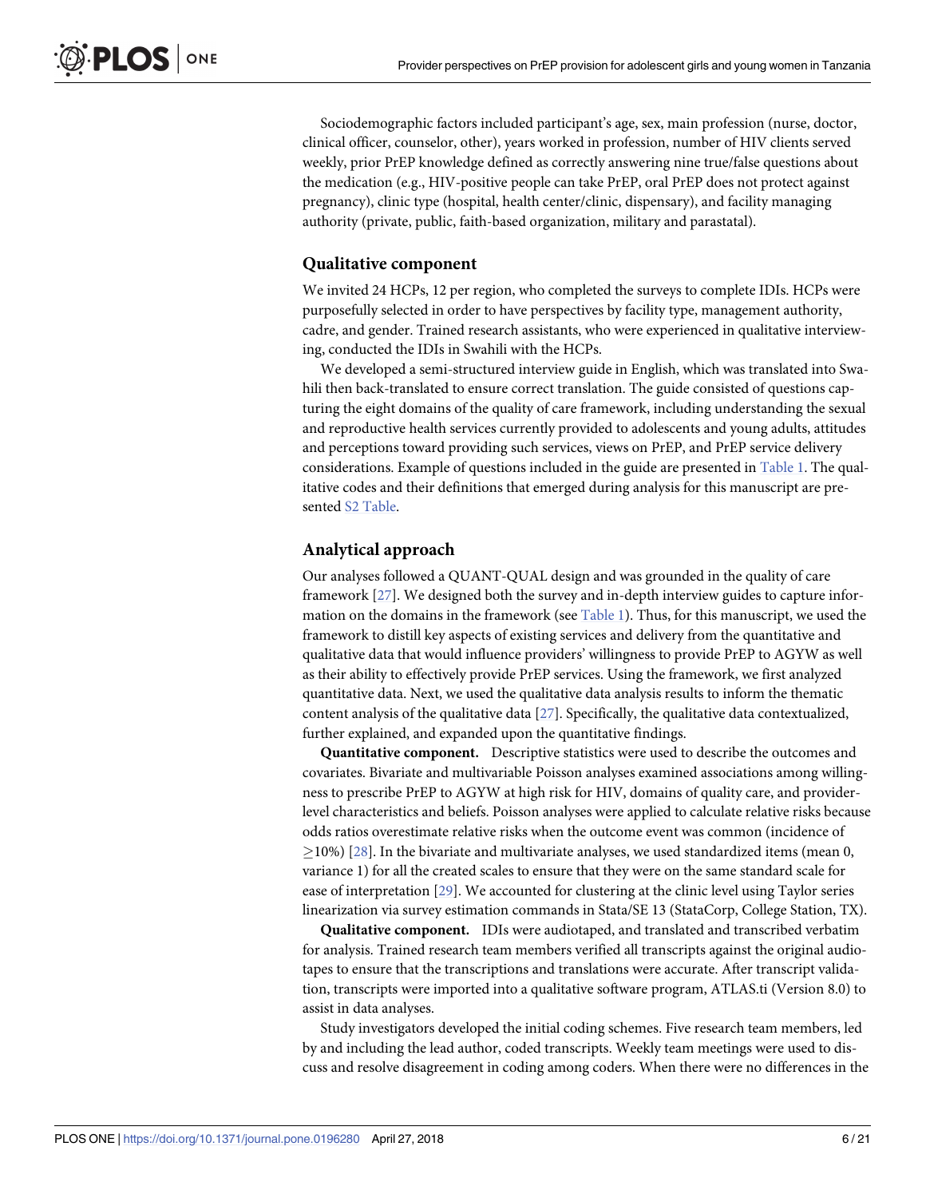Sociodemographic factors included participant's age, sex, main profession (nurse, doctor, clinical officer, counselor, other), years worked in profession, number of HIV clients served weekly, prior PrEP knowledge defined as correctly answering nine true/false questions about the medication (e.g., HIV-positive people can take PrEP, oral PrEP does not protect against pregnancy), clinic type (hospital, health center/clinic, dispensary), and facility managing authority (private, public, faith-based organization, military and parastatal).

## Qualitative component

We invited 24 HCPs, 12 per region, who completed the surveys to complete IDIs. HCPs were purposefully selected in order to have perspectives by facility type, management authority, cadre, and gender. Trained research assistants, who were experienced in qualitative interviewing, conducted the IDIs in Swahili with the HCPs.

We developed a semi-structured interview guide in English, which was translated into Swahili then back-translated to ensure correct translation. The guide consisted of questions capturing the eight domains of the quality of care framework, including understanding the sexual and reproductive health services currently provided to adolescents and young adults, attitudes and perceptions toward providing such services, views on PrEP, and PrEP service delivery considerations. Example of questions included in the guide are presented in Table 1. The qualitative codes and their definitions that emerged during analysis for this manuscript are presented S2 Table.

## Analytical approach

Our analyses followed a QUANT-QUAL design and was grounded in the quality of care framework [27]. We designed both the survey and in-depth interview guides to capture information on the domains in the framework (see Table 1). Thus, for this manuscript, we used the framework to distill key aspects of existing services and delivery from the quantitative and qualitative data that would influence providers' willingness to provide PrEP to AGYW as well as their ability to effectively provide PrEP services. Using the framework, we first analyzed quantitative data. Next, we used the qualitative data analysis results to inform the thematic content analysis of the qualitative data [27]. Specifically, the qualitative data contextualized, further explained, and expanded upon the quantitative findings.

**Quantitative component.** Descriptive statistics were used to describe the outcomes and covariates. Bivariate and multivariable Poisson analyses examined associations among willingness to prescribe PrEP to AGYW at high risk for HIV, domains of quality care, and provider-level characteristics and beliefs. Poisson analyses were applied to calculate relative risks because odds ratios overestimate relative risks when the outcome event was common (incidence of $\geq$10%) [28]. In the bivariate and multivariate analyses, we used standardized items (mean 0, variance 1) for all the created scales to ensure that they were on the same standard scale for ease of interpretation [29]. We accounted for clustering at the clinic level using Taylor series linearization via survey estimation commands in Stata/SE 13 (StataCorp, College Station, TX).

**Qualitative component.** IDIs were audiotaped, and translated and transcribed verbatim for analysis. Trained research team members verified all transcripts against the original audiotapes to ensure that the transcriptions and translations were accurate. After transcript validation, transcripts were imported into a qualitative software program, ATLAS.ti (Version 8.0) to assist in data analyses.

Study investigators developed the initial coding schemes. Five research team members, led by and including the lead author, coded transcripts. Weekly team meetings were used to discuss and resolve disagreement in coding among coders. When there were no differences in the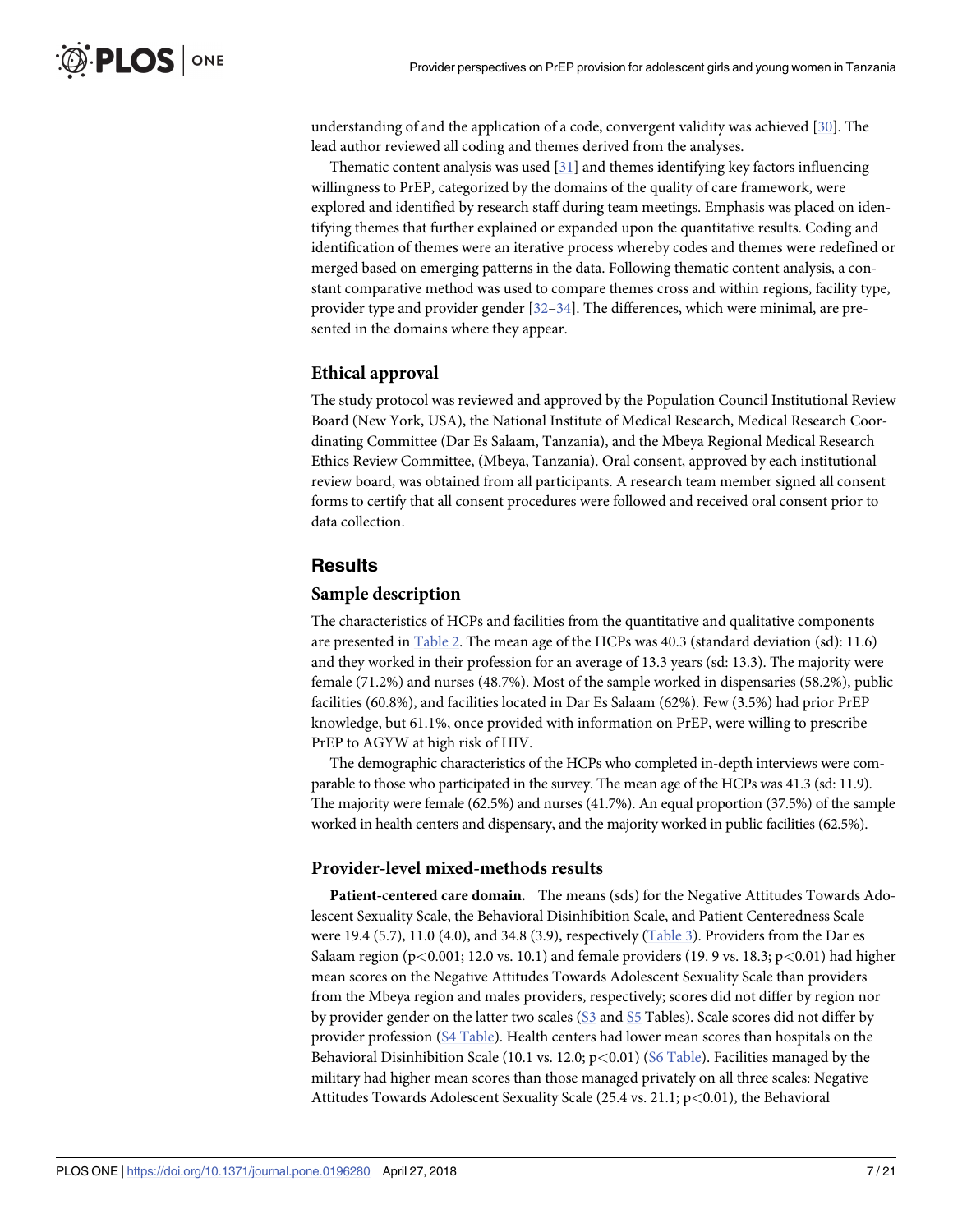understanding of and the application of a code, convergent validity was achieved [30]. The lead author reviewed all coding and themes derived from the analyses.

Thematic content analysis was used [31] and themes identifying key factors influencing willingness to PrEP, categorized by the domains of the quality of care framework, were explored and identified by research staff during team meetings. Emphasis was placed on identifying themes that further explained or expanded upon the quantitative results. Coding and identification of themes were an iterative process whereby codes and themes were redefined or merged based on emerging patterns in the data. Following thematic content analysis, a constant comparative method was used to compare themes cross and within regions, facility type, provider type and provider gender [32–34]. The differences, which were minimal, are presented in the domains where they appear.

## Ethical approval

The study protocol was reviewed and approved by the Population Council Institutional Review Board (New York, USA), the National Institute of Medical Research, Medical Research Coordinating Committee (Dar Es Salaam, Tanzania), and the Mbeya Regional Medical Research Ethics Review Committee, (Mbeya, Tanzania). Oral consent, approved by each institutional review board, was obtained from all participants. A research team member signed all consent forms to certify that all consent procedures were followed and received oral consent prior to data collection.

# Results

## Sample description

The characteristics of HCPs and facilities from the quantitative and qualitative components are presented in Table 2. The mean age of the HCPs was 40.3 (standard deviation (sd): 11.6) and they worked in their profession for an average of 13.3 years (sd: 13.3). The majority were female (71.2%) and nurses (48.7%). Most of the sample worked in dispensaries (58.2%), public facilities (60.8%), and facilities located in Dar Es Salaam (62%). Few (3.5%) had prior PrEP knowledge, but 61.1%, once provided with information on PrEP, were willing to prescribe PrEP to AGYW at high risk of HIV.

The demographic characteristics of the HCPs who completed in-depth interviews were comparable to those who participated in the survey. The mean age of the HCPs was 41.3 (sd: 11.9). The majority were female (62.5%) and nurses (41.7%). An equal proportion (37.5%) of the sample worked in health centers and dispensary, and the majority worked in public facilities (62.5%).

## Provider-level mixed-methods results

**Patient-centered care domain.** The means (sds) for the Negative Attitudes Towards Adolescent Sexuality Scale, the Behavioral Disinhibition Scale, and Patient Centeredness Scale were 19.4 (5.7), 11.0 (4.0), and 34.8 (3.9), respectively (Table 3). Providers from the Dar es Salaam region ($p<0.001$; 12.0 vs. 10.1) and female providers (19. 9 vs. 18.3; $p<0.01$) had higher mean scores on the Negative Attitudes Towards Adolescent Sexuality Scale than providers from the Mbeya region and males providers, respectively; scores did not differ by region nor by provider gender on the latter two scales (S3 and S5 Tables). Scale scores did not differ by provider profession (S4 Table). Health centers had lower mean scores than hospitals on the Behavioral Disinhibition Scale (10.1 vs. 12.0; $p<0.01$) (S6 Table). Facilities managed by the military had higher mean scores than those managed privately on all three scales: Negative Attitudes Towards Adolescent Sexuality Scale (25.4 vs. 21.1; $p<0.01$), the Behavioral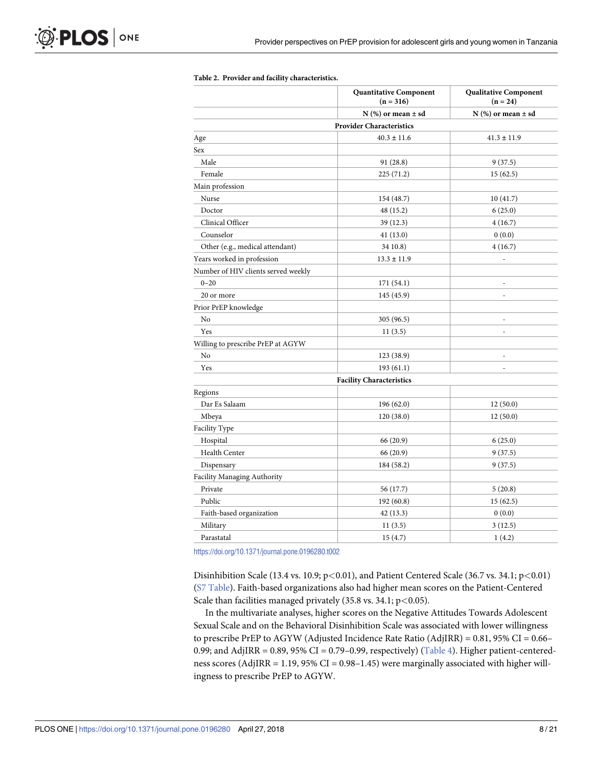**Table 2. Provider and facility characteristics.**

| | Quantitative Component (n = 316) | Qualitative Component (n = 24) |
|---|---|---|
| | N (%) or mean ± sd | N (%) or mean ± sd |
| **Provider Characteristics** | | |
| Age | 40.3 ± 11.6 | 41.3 ± 11.9 |
| Sex | | |
| Male | 91 (28.8) | 9 (37.5) |
| Female | 225 (71.2) | 15 (62.5) |
| Main profession | | |
| Nurse | 154 (48.7) | 10 (41.7) |
| Doctor | 48 (15.2) | 6 (25.0) |
| Clinical Officer | 39 (12.3) | 4 (16.7) |
| Counselor | 41 (13.0) | 0 (0.0) |
| Other (e.g., medical attendant) | 34 10.8) | 4 (16.7) |
| Years worked in profession | 13.3 ± 11.9 | - |
| Number of HIV clients served weekly | | |
| 0–20 | 171 (54.1) | - |
| 20 or more | 145 (45.9) | - |
| Prior PrEP knowledge | | |
| No | 305 (96.5) | - |
| Yes | 11 (3.5) | - |
| Willing to prescribe PrEP at AGYW | | |
| No | 123 (38.9) | - |
| Yes | 193 (61.1) | - |
| **Facility Characteristics** | | |
| Regions | | |
| Dar Es Salaam | 196 (62.0) | 12 (50.0) |
| Mbeya | 120 (38.0) | 12 (50.0) |
| Facility Type | | |
| Hospital | 66 (20.9) | 6 (25.0) |
| Health Center | 66 (20.9) | 9 (37.5) |
| Dispensary | 184 (58.2) | 9 (37.5) |
| Facility Managing Authority | | |
| Private | 56 (17.7) | 5 (20.8) |
| Public | 192 (60.8) | 15 (62.5) |
| Faith-based organization | 42 (13.3) | 0 (0.0) |
| Military | 11 (3.5) | 3 (12.5) |
| Parastatal | 15 (4.7) | 1 (4.2) |

https://doi.org/10.1371/journal.pone.0196280.t002

Disinhibition Scale (13.4 vs. 10.9; $p<0.01$), and Patient Centered Scale (36.7 vs. 34.1; $p<0.01$) (S7 Table). Faith-based organizations also had higher mean scores on the Patient-Centered Scale than facilities managed privately (35.8 vs. 34.1; $p<0.05$).

In the multivariate analyses, higher scores on the Negative Attitudes Towards Adolescent Sexual Scale and on the Behavioral Disinhibition Scale was associated with lower willingness to prescribe PrEP to AGYW (Adjusted Incidence Rate Ratio (AdjIRR) = 0.81, 95% CI = 0.66–0.99; and AdjIRR = 0.89, 95% CI = 0.79–0.99, respectively) (Table 4). Higher patient-centeredness scores (AdjIRR = 1.19, 95% CI = 0.98–1.45) were marginally associated with higher willingness to prescribe PrEP to AGYW.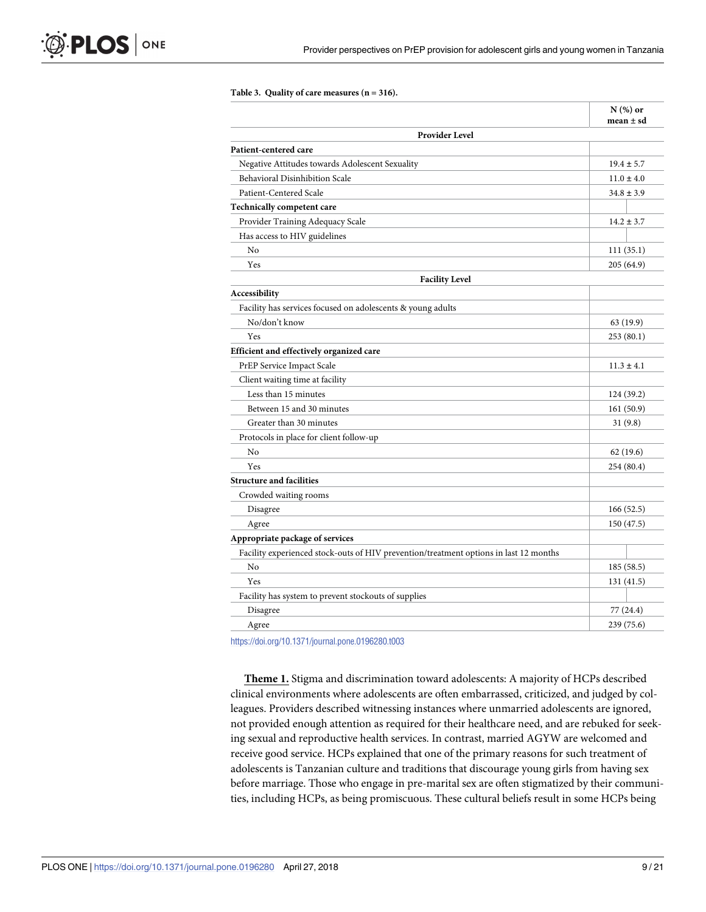**Table 3. Quality of care measures (n = 316).**

| | N (%) or mean ± sd |
|---|---|
| **Provider Level** | |
| **Patient-centered care** | |
| Negative Attitudes towards Adolescent Sexuality | 19.4 ± 5.7 |
| Behavioral Disinhibition Scale | 11.0 ± 4.0 |
| Patient-Centered Scale | 34.8 ± 3.9 |
| **Technically competent care** | |
| Provider Training Adequacy Scale | 14.2 ± 3.7 |
| Has access to HIV guidelines | |
| No | 111 (35.1) |
| Yes | 205 (64.9) |
| **Facility Level** | |
| **Accessibility** | |
| Facility has services focused on adolescents & young adults | |
| No/don't know | 63 (19.9) |
| Yes | 253 (80.1) |
| **Efficient and effectively organized care** | |
| PrEP Service Impact Scale | 11.3 ± 4.1 |
| Client waiting time at facility | |
| Less than 15 minutes | 124 (39.2) |
| Between 15 and 30 minutes | 161 (50.9) |
| Greater than 30 minutes | 31 (9.8) |
| Protocols in place for client follow-up | |
| No | 62 (19.6) |
| Yes | 254 (80.4) |
| **Structure and facilities** | |
| Crowded waiting rooms | |
| Disagree | 166 (52.5) |
| Agree | 150 (47.5) |
| **Appropriate package of services** | |
| Facility experienced stock-outs of HIV prevention/treatment options in last 12 months | |
| No | 185 (58.5) |
| Yes | 131 (41.5) |
| Facility has system to prevent stockouts of supplies | |
| Disagree | 77 (24.4) |
| Agree | 239 (75.6) |

https://doi.org/10.1371/journal.pone.0196280.t003

**Theme 1.** Stigma and discrimination toward adolescents: A majority of HCPs described clinical environments where adolescents are often embarrassed, criticized, and judged by colleagues. Providers described witnessing instances where unmarried adolescents are ignored, not provided enough attention as required for their healthcare need, and are rebuked for seeking sexual and reproductive health services. In contrast, married AGYW are welcomed and receive good service. HCPs explained that one of the primary reasons for such treatment of adolescents is Tanzanian culture and traditions that discourage young girls from having sex before marriage. Those who engage in pre-marital sex are often stigmatized by their communities, including HCPs, as being promiscuous. These cultural beliefs result in some HCPs being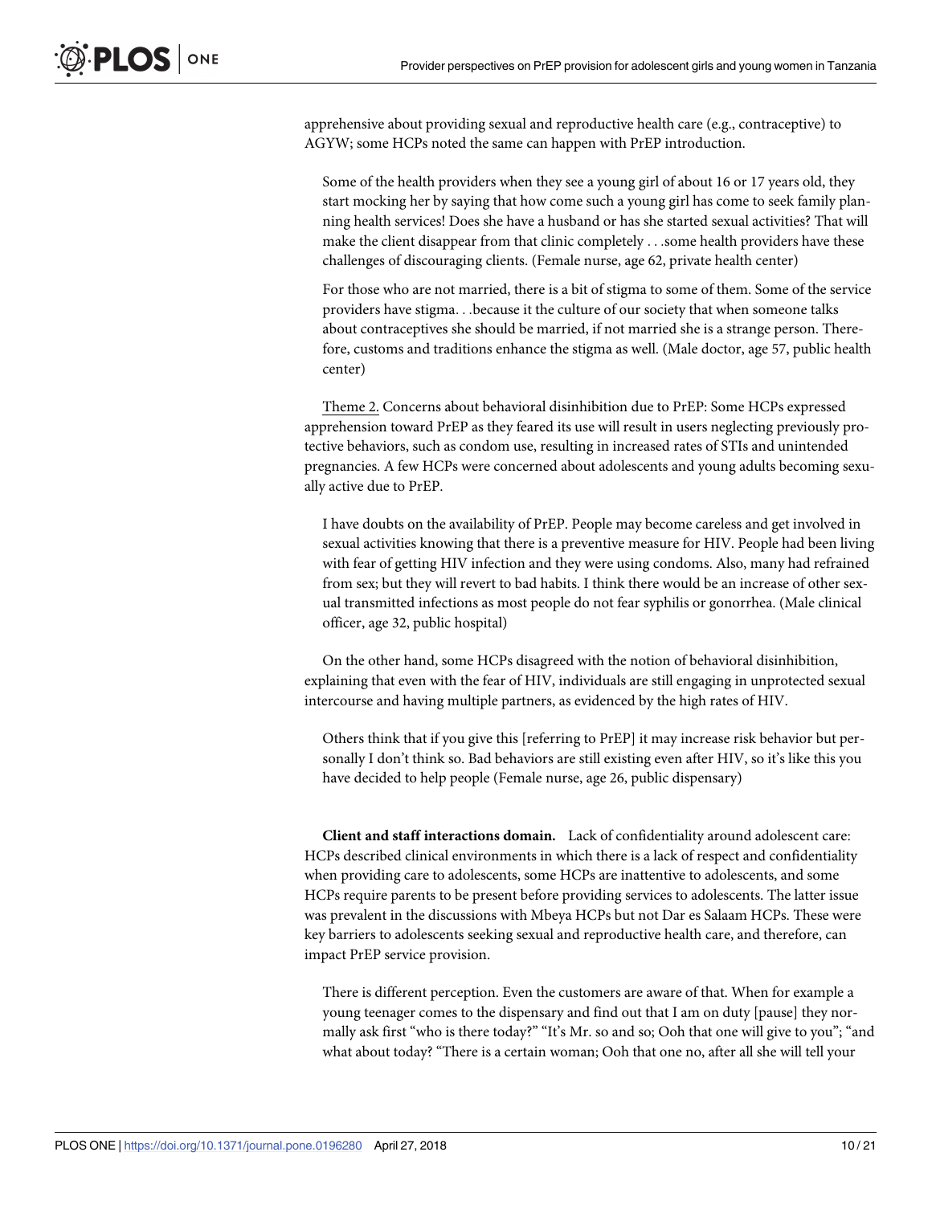apprehensive about providing sexual and reproductive health care (e.g., contraceptive) to AGYW; some HCPs noted the same can happen with PrEP introduction.

> Some of the health providers when they see a young girl of about 16 or 17 years old, they start mocking her by saying that how come such a young girl has come to seek family planning health services! Does she have a husband or has she started sexual activities? That will make the client disappear from that clinic completely . . .some health providers have these challenges of discouraging clients. (Female nurse, age 62, private health center)

> For those who are not married, there is a bit of stigma to some of them. Some of the service providers have stigma. . .because it the culture of our society that when someone talks about contraceptives she should be married, if not married she is a strange person. Therefore, customs and traditions enhance the stigma as well. (Male doctor, age 57, public health center)

Theme 2. Concerns about behavioral disinhibition due to PrEP: Some HCPs expressed apprehension toward PrEP as they feared its use will result in users neglecting previously protective behaviors, such as condom use, resulting in increased rates of STIs and unintended pregnancies. A few HCPs were concerned about adolescents and young adults becoming sexually active due to PrEP.

> I have doubts on the availability of PrEP. People may become careless and get involved in sexual activities knowing that there is a preventive measure for HIV. People had been living with fear of getting HIV infection and they were using condoms. Also, many had refrained from sex; but they will revert to bad habits. I think there would be an increase of other sexual transmitted infections as most people do not fear syphilis or gonorrhea. (Male clinical officer, age 32, public hospital)

On the other hand, some HCPs disagreed with the notion of behavioral disinhibition, explaining that even with the fear of HIV, individuals are still engaging in unprotected sexual intercourse and having multiple partners, as evidenced by the high rates of HIV.

> Others think that if you give this [referring to PrEP] it may increase risk behavior but personally I don't think so. Bad behaviors are still existing even after HIV, so it's like this you have decided to help people (Female nurse, age 26, public dispensary)

**Client and staff interactions domain.** Lack of confidentiality around adolescent care: HCPs described clinical environments in which there is a lack of respect and confidentiality when providing care to adolescents, some HCPs are inattentive to adolescents, and some HCPs require parents to be present before providing services to adolescents. The latter issue was prevalent in the discussions with Mbeya HCPs but not Dar es Salaam HCPs. These were key barriers to adolescents seeking sexual and reproductive health care, and therefore, can impact PrEP service provision.

> There is different perception. Even the customers are aware of that. When for example a young teenager comes to the dispensary and find out that I am on duty [pause] they normally ask first "who is there today?" "It's Mr. so and so; Ooh that one will give to you"; "and what about today? "There is a certain woman; Ooh that one no, after all she will tell your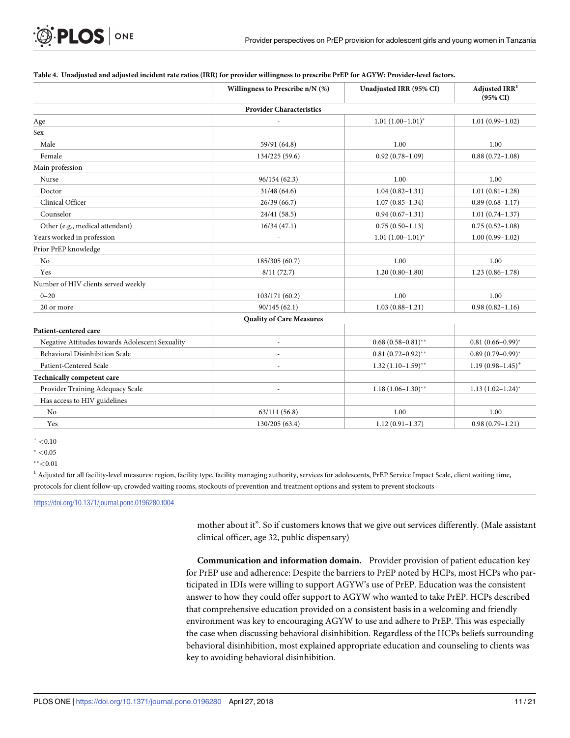**Table 4. Unadjusted and adjusted incident rate ratios (IRR) for provider willingness to prescribe PrEP for AGYW: Provider-level factors.**

| | Willingness to Prescribe n/N (%) | Unadjusted IRR (95% CI) | Adjusted IRR[1] (95% CI) |
|---|---|---|---|
| **Provider Characteristics** | | | |
| Age | - | 1.01 (1.00–1.01)* | 1.01 (0.99–1.02) |
| Sex | | | |
| Male | 59/91 (64.8) | 1.00 | 1.00 |
| Female | 134/225 (59.6) | 0.92 (0.78–1.09) | 0.88 (0.72–1.08) |
| Main profession | | | |
| Nurse | 96/154 (62.3) | 1.00 | 1.00 |
| Doctor | 31/48 (64.6) | 1.04 (0.82–1.31) | 1.01 (0.81–1.28) |
| Clinical Officer | 26/39 (66.7) | 1.07 (0.85–1.34) | 0.89 (0.68–1.17) |
| Counselor | 24/41 (58.5) | 0.94 (0.67–1.31) | 1.01 (0.74–1.37) |
| Other (e.g., medical attendant) | 16/34 (47.1) | 0.75 (0.50–1.13) | 0.75 (0.52–1.08) |
| Years worked in profession | - | 1.01 (1.00–1.01)* | 1.00 (0.99–1.02) |
| Prior PrEP knowledge | | | |
| No | 185/305 (60.7) | 1.00 | 1.00 |
| Yes | 8/11 (72.7) | 1.20 (0.80–1.80) | 1.23 (0.86–1.78) |
| Number of HIV clients served weekly | | | |
| 0–20 | 103/171 (60.2) | 1.00 | 1.00 |
| 20 or more | 90/145 (62.1) | 1.03 (0.88–1.21) | 0.98 (0.82–1.16) |
| **Quality of Care Measures** | | | |
| **Patient-centered care** | | | |
| Negative Attitudes towards Adolescent Sexuality | - | 0.68 (0.58–0.81)** | 0.81 (0.66–0.99)* |
| Behavioral Disinhibition Scale | - | 0.81 (0.72–0.92)** | 0.89 (0.79–0.99)* |
| Patient-Centered Scale | - | 1.32 (1.10–1.59)** | 1.19 (0.98–1.45)+ |
| **Technically competent care** | | | |
| Provider Training Adequacy Scale | - | 1.18 (1.06–1.30)** | 1.13 (1.02–1.24)* |
| Has access to HIV guidelines | | | |
| No | 63/111 (56.8) | 1.00 | 1.00 |
| Yes | 130/205 (63.4) | 1.12 (0.91–1.37) | 0.98 (0.79–1.21) |

+ <0.10

* <0.05

** <0.01

[1] Adjusted for all facility-level measures: region, facility type, facility managing authority, services for adolescents, PrEP Service Impact Scale, client waiting time, protocols for client follow-up, crowded waiting rooms, stockouts of prevention and treatment options and system to prevent stockouts

https://doi.org/10.1371/journal.pone.0196280.t004

> mother about it". So if customers knows that we give out services differently. (Male assistant clinical officer, age 32, public dispensary)

**Communication and information domain.** Provider provision of patient education key for PrEP use and adherence: Despite the barriers to PrEP noted by HCPs, most HCPs who participated in IDIs were willing to support AGYW's use of PrEP. Education was the consistent answer to how they could offer support to AGYW who wanted to take PrEP. HCPs described that comprehensive education provided on a consistent basis in a welcoming and friendly environment was key to encouraging AGYW to use and adhere to PrEP. This was especially the case when discussing behavioral disinhibition. Regardless of the HCPs beliefs surrounding behavioral disinhibition, most explained appropriate education and counseling to clients was key to avoiding behavioral disinhibition.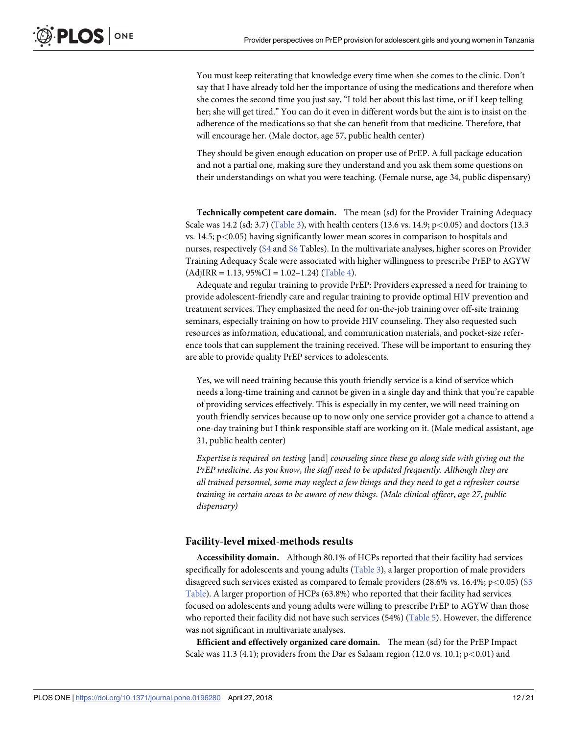> You must keep reiterating that knowledge every time when she comes to the clinic. Don't say that I have already told her the importance of using the medications and therefore when she comes the second time you just say, "I told her about this last time, or if I keep telling her; she will get tired." You can do it even in different words but the aim is to insist on the adherence of the medications so that she can benefit from that medicine. Therefore, that will encourage her. (Male doctor, age 57, public health center)

> They should be given enough education on proper use of PrEP. A full package education and not a partial one, making sure they understand and you ask them some questions on their understandings on what you were teaching. (Female nurse, age 34, public dispensary)

**Technically competent care domain.** The mean (sd) for the Provider Training Adequacy Scale was 14.2 (sd: 3.7) (Table 3), with health centers (13.6 vs. 14.9; $p<0.05$) and doctors (13.3 vs. 14.5; $p<0.05$) having significantly lower mean scores in comparison to hospitals and nurses, respectively (S4 and S6 Tables). In the multivariate analyses, higher scores on Provider Training Adequacy Scale were associated with higher willingness to prescribe PrEP to AGYW (AdjIRR = 1.13, 95%CI = 1.02–1.24) (Table 4).

Adequate and regular training to provide PrEP: Providers expressed a need for training to provide adolescent-friendly care and regular training to provide optimal HIV prevention and treatment services. They emphasized the need for on-the-job training over off-site training seminars, especially training on how to provide HIV counseling. They also requested such resources as information, educational, and communication materials, and pocket-size reference tools that can supplement the training received. These will be important to ensuring they are able to provide quality PrEP services to adolescents.

> Yes, we will need training because this youth friendly service is a kind of service which needs a long-time training and cannot be given in a single day and think that you're capable of providing services effectively. This is especially in my center, we will need training on youth friendly services because up to now only one service provider got a chance to attend a one-day training but I think responsible staff are working on it. (Male medical assistant, age 31, public health center)

> *Expertise is required on testing* [and] *counseling since these go along side with giving out the PrEP medicine. As you know, the staff need to be updated frequently. Although they are all trained personnel, some may neglect a few things and they need to get a refresher course training in certain areas to be aware of new things. (Male clinical officer, age 27, public dispensary)*

## Facility-level mixed-methods results

**Accessibility domain.** Although 80.1% of HCPs reported that their facility had services specifically for adolescents and young adults (Table 3), a larger proportion of male providers disagreed such services existed as compared to female providers (28.6% vs. 16.4%; $p<0.05$) (S3 Table). A larger proportion of HCPs (63.8%) who reported that their facility had services focused on adolescents and young adults were willing to prescribe PrEP to AGYW than those who reported their facility did not have such services (54%) (Table 5). However, the difference was not significant in multivariate analyses.

**Efficient and effectively organized care domain.** The mean (sd) for the PrEP Impact Scale was 11.3 (4.1); providers from the Dar es Salaam region (12.0 vs. 10.1; $p<0.01$) and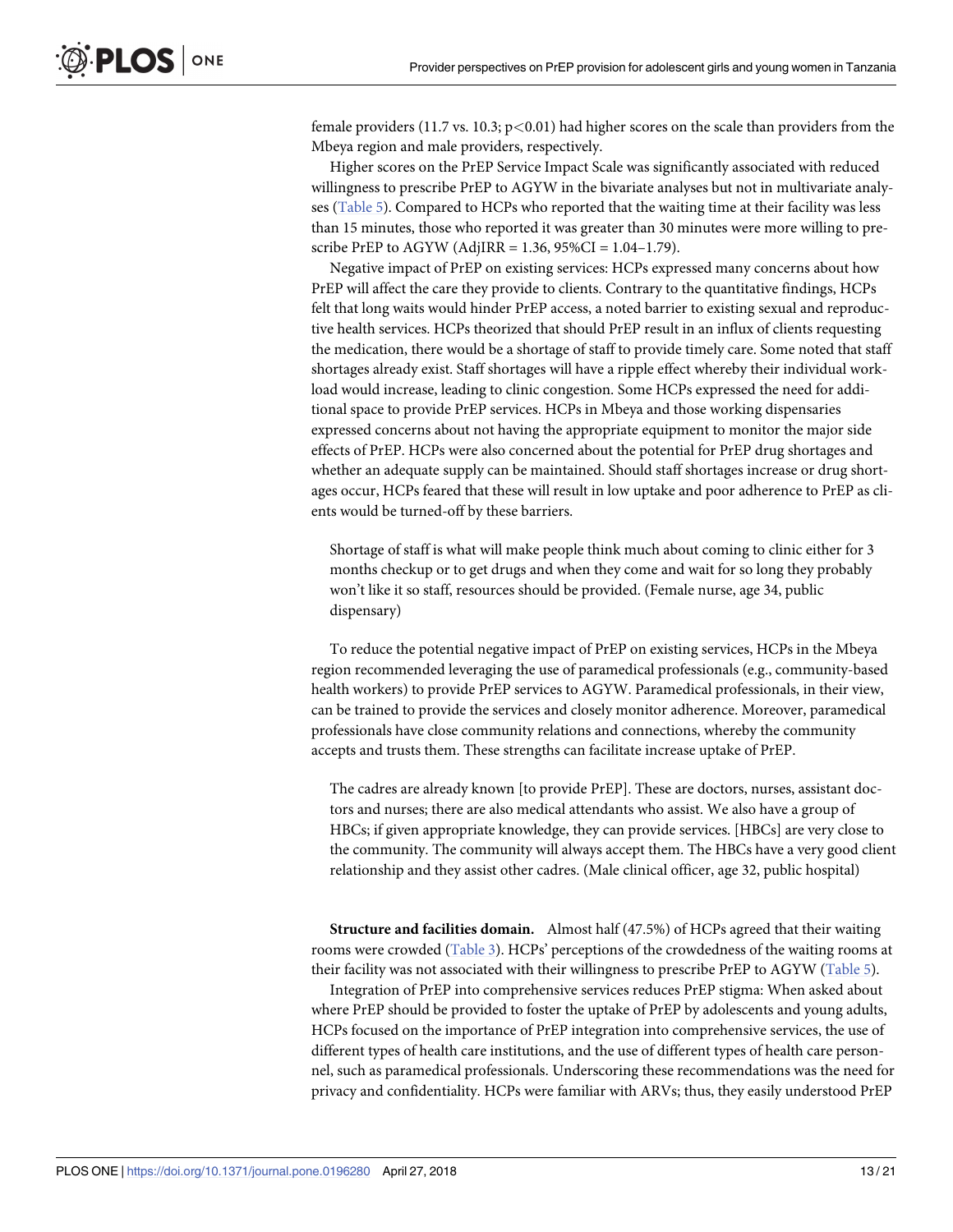female providers (11.7 vs. 10.3; $p<0.01$) had higher scores on the scale than providers from the Mbeya region and male providers, respectively.

Higher scores on the PrEP Service Impact Scale was significantly associated with reduced willingness to prescribe PrEP to AGYW in the bivariate analyses but not in multivariate analyses (Table 5). Compared to HCPs who reported that the waiting time at their facility was less than 15 minutes, those who reported it was greater than 30 minutes were more willing to prescribe PrEP to AGYW (AdjIRR = 1.36, 95%CI = 1.04–1.79).

Negative impact of PrEP on existing services: HCPs expressed many concerns about how PrEP will affect the care they provide to clients. Contrary to the quantitative findings, HCPs felt that long waits would hinder PrEP access, a noted barrier to existing sexual and reproductive health services. HCPs theorized that should PrEP result in an influx of clients requesting the medication, there would be a shortage of staff to provide timely care. Some noted that staff shortages already exist. Staff shortages will have a ripple effect whereby their individual workload would increase, leading to clinic congestion. Some HCPs expressed the need for additional space to provide PrEP services. HCPs in Mbeya and those working dispensaries expressed concerns about not having the appropriate equipment to monitor the major side effects of PrEP. HCPs were also concerned about the potential for PrEP drug shortages and whether an adequate supply can be maintained. Should staff shortages increase or drug shortages occur, HCPs feared that these will result in low uptake and poor adherence to PrEP as clients would be turned-off by these barriers.

> Shortage of staff is what will make people think much about coming to clinic either for 3 months checkup or to get drugs and when they come and wait for so long they probably won't like it so staff, resources should be provided. (Female nurse, age 34, public dispensary)

To reduce the potential negative impact of PrEP on existing services, HCPs in the Mbeya region recommended leveraging the use of paramedical professionals (e.g., community-based health workers) to provide PrEP services to AGYW. Paramedical professionals, in their view, can be trained to provide the services and closely monitor adherence. Moreover, paramedical professionals have close community relations and connections, whereby the community accepts and trusts them. These strengths can facilitate increase uptake of PrEP.

> The cadres are already known [to provide PrEP]. These are doctors, nurses, assistant doctors and nurses; there are also medical attendants who assist. We also have a group of HBCs; if given appropriate knowledge, they can provide services. [HBCs] are very close to the community. The community will always accept them. The HBCs have a very good client relationship and they assist other cadres. (Male clinical officer, age 32, public hospital)

**Structure and facilities domain.** Almost half (47.5%) of HCPs agreed that their waiting rooms were crowded (Table 3). HCPs' perceptions of the crowdedness of the waiting rooms at their facility was not associated with their willingness to prescribe PrEP to AGYW (Table 5).

Integration of PrEP into comprehensive services reduces PrEP stigma: When asked about where PrEP should be provided to foster the uptake of PrEP by adolescents and young adults, HCPs focused on the importance of PrEP integration into comprehensive services, the use of different types of health care institutions, and the use of different types of health care personnel, such as paramedical professionals. Underscoring these recommendations was the need for privacy and confidentiality. HCPs were familiar with ARVs; thus, they easily understood PrEP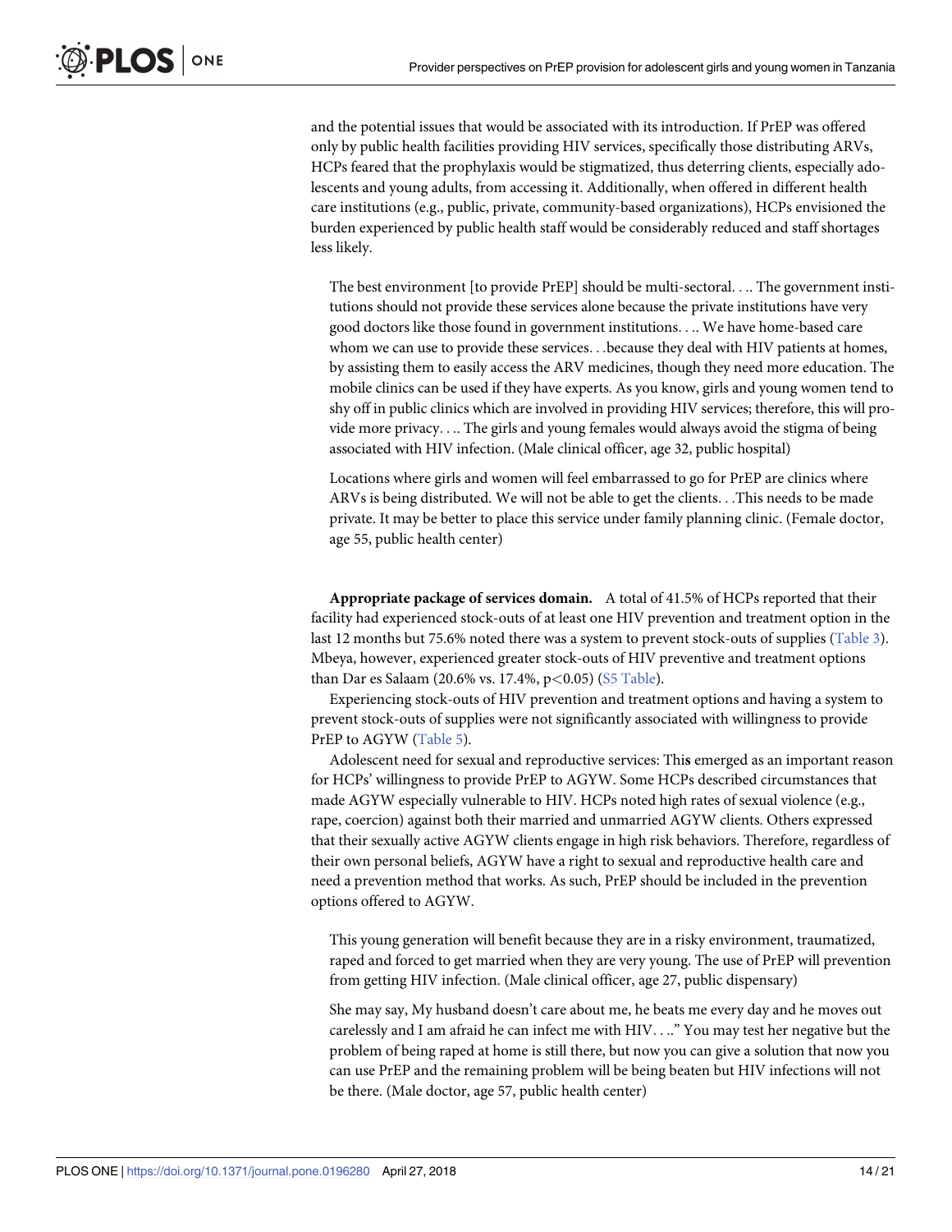and the potential issues that would be associated with its introduction. If PrEP was offered only by public health facilities providing HIV services, specifically those distributing ARVs, HCPs feared that the prophylaxis would be stigmatized, thus deterring clients, especially adolescents and young adults, from accessing it. Additionally, when offered in different health care institutions (e.g., public, private, community-based organizations), HCPs envisioned the burden experienced by public health staff would be considerably reduced and staff shortages less likely.

> The best environment [to provide PrEP] should be multi-sectoral. . .. The government institutions should not provide these services alone because the private institutions have very good doctors like those found in government institutions. . .. We have home-based care whom we can use to provide these services. . .because they deal with HIV patients at homes, by assisting them to easily access the ARV medicines, though they need more education. The mobile clinics can be used if they have experts. As you know, girls and young women tend to shy off in public clinics which are involved in providing HIV services; therefore, this will provide more privacy. . .. The girls and young females would always avoid the stigma of being associated with HIV infection. (Male clinical officer, age 32, public hospital)

> Locations where girls and women will feel embarrassed to go for PrEP are clinics where ARVs is being distributed. We will not be able to get the clients. . .This needs to be made private. It may be better to place this service under family planning clinic. (Female doctor, age 55, public health center)

**Appropriate package of services domain.** A total of 41.5% of HCPs reported that their facility had experienced stock-outs of at least one HIV prevention and treatment option in the last 12 months but 75.6% noted there was a system to prevent stock-outs of supplies (Table 3). Mbeya, however, experienced greater stock-outs of HIV preventive and treatment options than Dar es Salaam (20.6% vs. 17.4%, $p<0.05$) (S5 Table).

Experiencing stock-outs of HIV prevention and treatment options and having a system to prevent stock-outs of supplies were not significantly associated with willingness to provide PrEP to AGYW (Table 5).

Adolescent need for sexual and reproductive services: This emerged as an important reason for HCPs' willingness to provide PrEP to AGYW. Some HCPs described circumstances that made AGYW especially vulnerable to HIV. HCPs noted high rates of sexual violence (e.g., rape, coercion) against both their married and unmarried AGYW clients. Others expressed that their sexually active AGYW clients engage in high risk behaviors. Therefore, regardless of their own personal beliefs, AGYW have a right to sexual and reproductive health care and need a prevention method that works. As such, PrEP should be included in the prevention options offered to AGYW.

> This young generation will benefit because they are in a risky environment, traumatized, raped and forced to get married when they are very young. The use of PrEP will prevention from getting HIV infection. (Male clinical officer, age 27, public dispensary)

> She may say, My husband doesn't care about me, he beats me every day and he moves out carelessly and I am afraid he can infect me with HIV. . .." You may test her negative but the problem of being raped at home is still there, but now you can give a solution that now you can use PrEP and the remaining problem will be being beaten but HIV infections will not be there. (Male doctor, age 57, public health center)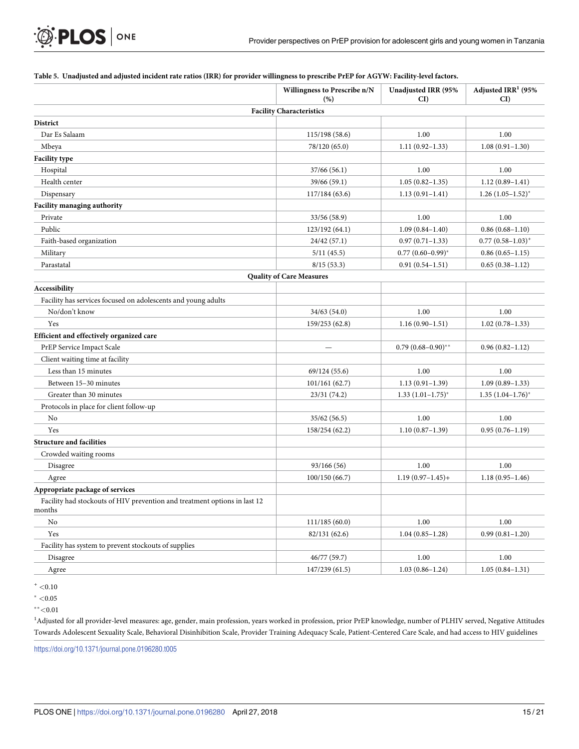**Table 5. Unadjusted and adjusted incident rate ratios (IRR) for provider willingness to prescribe PrEP for AGYW: Facility-level factors.**

| | Willingness to Prescribe n/N (%) | Unadjusted IRR (95% CI) | Adjusted IRR[1] (95% CI) |
|---|---|---|---|
| **Facility Characteristics** | | | |
| **District** | | | |
| Dar Es Salaam | 115/198 (58.6) | 1.00 | 1.00 |
| Mbeya | 78/120 (65.0) | 1.11 (0.92–1.33) | 1.08 (0.91–1.30) |
| **Facility type** | | | |
| Hospital | 37/66 (56.1) | 1.00 | 1.00 |
| Health center | 39/66 (59.1) | 1.05 (0.82–1.35) | 1.12 (0.89–1.41) |
| Dispensary | 117/184 (63.6) | 1.13 (0.91–1.41) | 1.26 (1.05–1.52)* |
| **Facility managing authority** | | | |
| Private | 33/56 (58.9) | 1.00 | 1.00 |
| Public | 123/192 (64.1) | 1.09 (0.84–1.40) | 0.86 (0.68–1.10) |
| Faith-based organization | 24/42 (57.1) | 0.97 (0.71–1.33) | 0.77 (0.58–1.03)+ |
| Military | 5/11 (45.5) | 0.77 (0.60–0.99)* | 0.86 (0.65–1.15) |
| Parastatal | 8/15 (53.3) | 0.91 (0.54–1.51) | 0.65 (0.38–1.12) |
| **Quality of Care Measures** | | | |
| **Accessibility** | | | |
| Facility has services focused on adolescents and young adults | | | |
| No/don't know | 34/63 (54.0) | 1.00 | 1.00 |
| Yes | 159/253 (62.8) | 1.16 (0.90–1.51) | 1.02 (0.78–1.33) |
| **Efficient and effectively organized care** | | | |
| PrEP Service Impact Scale | — | 0.79 (0.68–0.90)** | 0.96 (0.82–1.12) |
| Client waiting time at facility | | | |
| Less than 15 minutes | 69/124 (55.6) | 1.00 | 1.00 |
| Between 15–30 minutes | 101/161 (62.7) | 1.13 (0.91–1.39) | 1.09 (0.89–1.33) |
| Greater than 30 minutes | 23/31 (74.2) | 1.33 (1.01–1.75)* | 1.35 (1.04–1.76)* |
| Protocols in place for client follow-up | | | |
| No | 35/62 (56.5) | 1.00 | 1.00 |
| Yes | 158/254 (62.2) | 1.10 (0.87–1.39) | 0.95 (0.76–1.19) |
| **Structure and facilities** | | | |
| Crowded waiting rooms | | | |
| Disagree | 93/166 (56) | 1.00 | 1.00 |
| Agree | 100/150 (66.7) | 1.19 (0.97–1.45)+ | 1.18 (0.95–1.46) |
| **Appropriate package of services** | | | |
| Facility had stockouts of HIV prevention and treatment options in last 12 months | | | |
| No | 111/185 (60.0) | 1.00 | 1.00 |
| Yes | 82/131 (62.6) | 1.04 (0.85–1.28) | 0.99 (0.81–1.20) |
| Facility has system to prevent stockouts of supplies | | | |
| Disagree | 46/77 (59.7) | 1.00 | 1.00 |
| Agree | 147/239 (61.5) | 1.03 (0.86–1.24) | 1.05 (0.84–1.31) |

+ <0.10

* <0.05

** <0.01

[1]Adjusted for all provider-level measures: age, gender, main profession, years worked in profession, prior PrEP knowledge, number of PLHIV served, Negative Attitudes Towards Adolescent Sexuality Scale, Behavioral Disinhibition Scale, Provider Training Adequacy Scale, Patient-Centered Care Scale, and had access to HIV guidelines

https://doi.org/10.1371/journal.pone.0196280.t005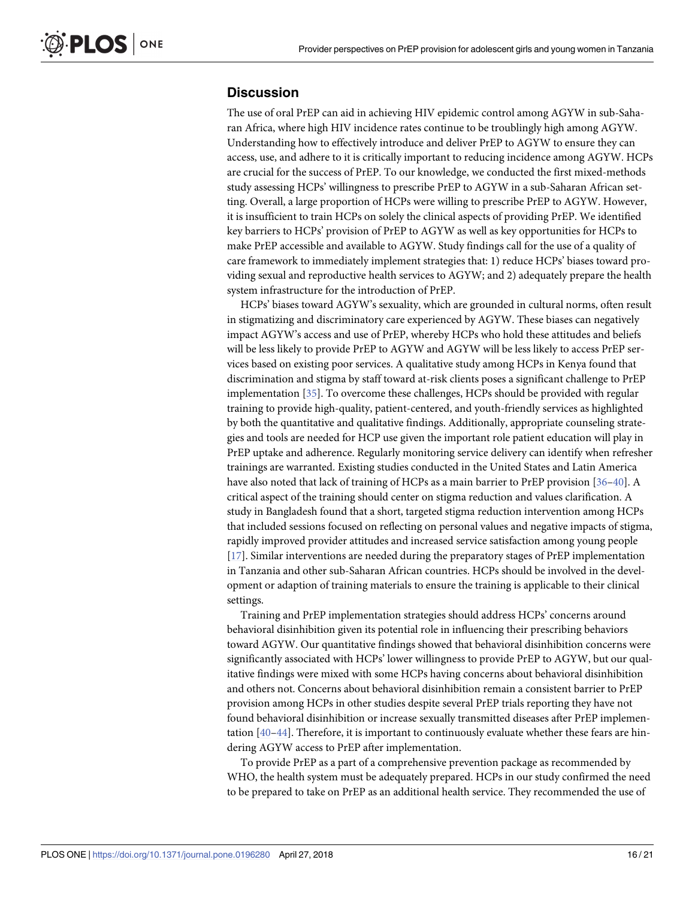## Discussion

The use of oral PrEP can aid in achieving HIV epidemic control among AGYW in sub-Saharan Africa, where high HIV incidence rates continue to be troublingly high among AGYW. Understanding how to effectively introduce and deliver PrEP to AGYW to ensure they can access, use, and adhere to it is critically important to reducing incidence among AGYW. HCPs are crucial for the success of PrEP. To our knowledge, we conducted the first mixed-methods study assessing HCPs' willingness to prescribe PrEP to AGYW in a sub-Saharan African setting. Overall, a large proportion of HCPs were willing to prescribe PrEP to AGYW. However, it is insufficient to train HCPs on solely the clinical aspects of providing PrEP. We identified key barriers to HCPs' provision of PrEP to AGYW as well as key opportunities for HCPs to make PrEP accessible and available to AGYW. Study findings call for the use of a quality of care framework to immediately implement strategies that: 1) reduce HCPs' biases toward providing sexual and reproductive health services to AGYW; and 2) adequately prepare the health system infrastructure for the introduction of PrEP.

HCPs' biases toward AGYW's sexuality, which are grounded in cultural norms, often result in stigmatizing and discriminatory care experienced by AGYW. These biases can negatively impact AGYW's access and use of PrEP, whereby HCPs who hold these attitudes and beliefs will be less likely to provide PrEP to AGYW and AGYW will be less likely to access PrEP services based on existing poor services. A qualitative study among HCPs in Kenya found that discrimination and stigma by staff toward at-risk clients poses a significant challenge to PrEP implementation [35]. To overcome these challenges, HCPs should be provided with regular training to provide high-quality, patient-centered, and youth-friendly services as highlighted by both the quantitative and qualitative findings. Additionally, appropriate counseling strategies and tools are needed for HCP use given the important role patient education will play in PrEP uptake and adherence. Regularly monitoring service delivery can identify when refresher trainings are warranted. Existing studies conducted in the United States and Latin America have also noted that lack of training of HCPs as a main barrier to PrEP provision [36–40]. A critical aspect of the training should center on stigma reduction and values clarification. A study in Bangladesh found that a short, targeted stigma reduction intervention among HCPs that included sessions focused on reflecting on personal values and negative impacts of stigma, rapidly improved provider attitudes and increased service satisfaction among young people [17]. Similar interventions are needed during the preparatory stages of PrEP implementation in Tanzania and other sub-Saharan African countries. HCPs should be involved in the development or adaption of training materials to ensure the training is applicable to their clinical settings.

Training and PrEP implementation strategies should address HCPs' concerns around behavioral disinhibition given its potential role in influencing their prescribing behaviors toward AGYW. Our quantitative findings showed that behavioral disinhibition concerns were significantly associated with HCPs' lower willingness to provide PrEP to AGYW, but our qualitative findings were mixed with some HCPs having concerns about behavioral disinhibition and others not. Concerns about behavioral disinhibition remain a consistent barrier to PrEP provision among HCPs in other studies despite several PrEP trials reporting they have not found behavioral disinhibition or increase sexually transmitted diseases after PrEP implementation [40–44]. Therefore, it is important to continuously evaluate whether these fears are hindering AGYW access to PrEP after implementation.

To provide PrEP as a part of a comprehensive prevention package as recommended by WHO, the health system must be adequately prepared. HCPs in our study confirmed the need to be prepared to take on PrEP as an additional health service. They recommended the use of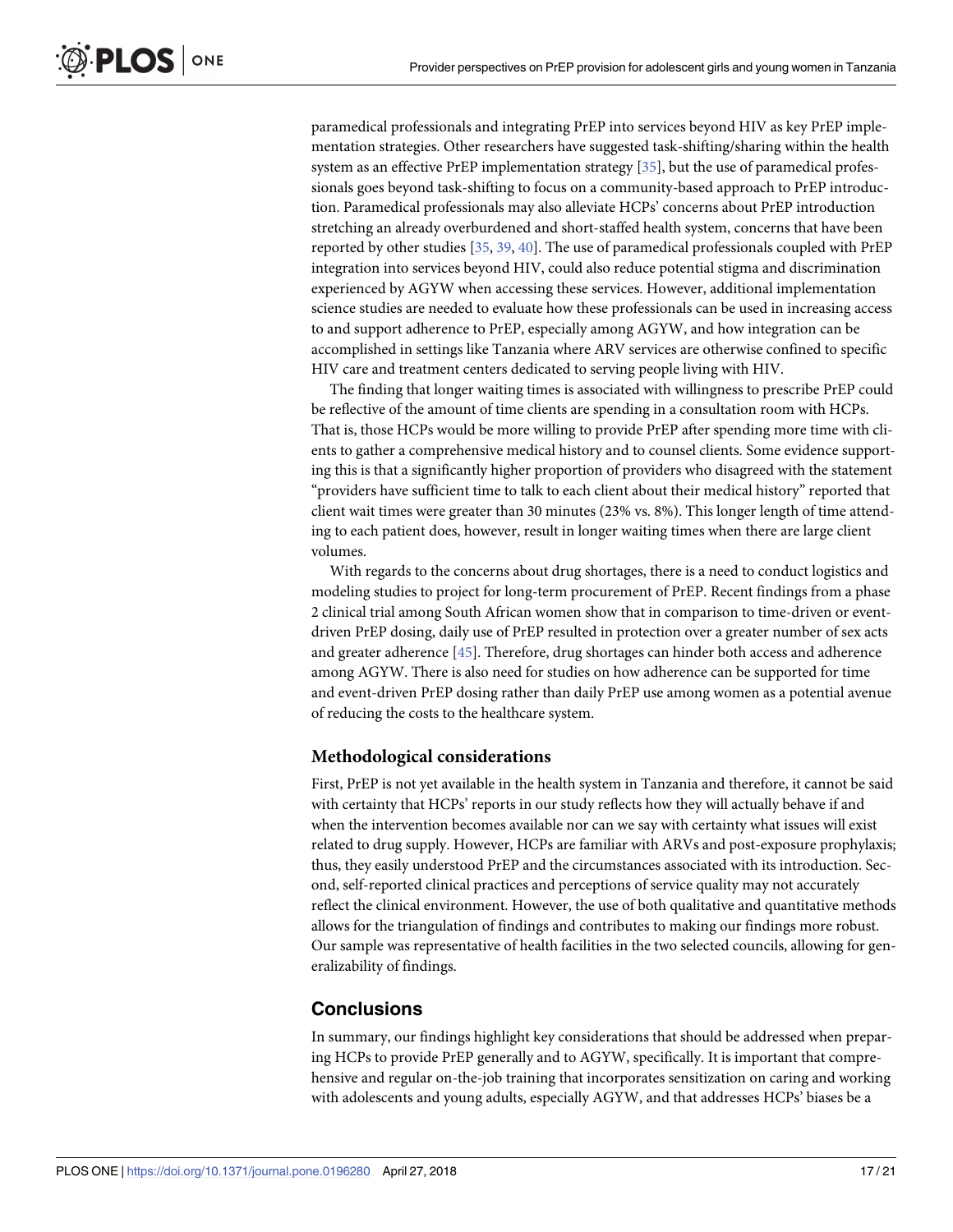paramedical professionals and integrating PrEP into services beyond HIV as key PrEP implementation strategies. Other researchers have suggested task-shifting/sharing within the health system as an effective PrEP implementation strategy [35], but the use of paramedical professionals goes beyond task-shifting to focus on a community-based approach to PrEP introduction. Paramedical professionals may also alleviate HCPs' concerns about PrEP introduction stretching an already overburdened and short-staffed health system, concerns that have been reported by other studies [35, 39, 40]. The use of paramedical professionals coupled with PrEP integration into services beyond HIV, could also reduce potential stigma and discrimination experienced by AGYW when accessing these services. However, additional implementation science studies are needed to evaluate how these professionals can be used in increasing access to and support adherence to PrEP, especially among AGYW, and how integration can be accomplished in settings like Tanzania where ARV services are otherwise confined to specific HIV care and treatment centers dedicated to serving people living with HIV.

The finding that longer waiting times is associated with willingness to prescribe PrEP could be reflective of the amount of time clients are spending in a consultation room with HCPs. That is, those HCPs would be more willing to provide PrEP after spending more time with clients to gather a comprehensive medical history and to counsel clients. Some evidence supporting this is that a significantly higher proportion of providers who disagreed with the statement "providers have sufficient time to talk to each client about their medical history" reported that client wait times were greater than 30 minutes (23% vs. 8%). This longer length of time attending to each patient does, however, result in longer waiting times when there are large client volumes.

With regards to the concerns about drug shortages, there is a need to conduct logistics and modeling studies to project for long-term procurement of PrEP. Recent findings from a phase 2 clinical trial among South African women show that in comparison to time-driven or event-driven PrEP dosing, daily use of PrEP resulted in protection over a greater number of sex acts and greater adherence [45]. Therefore, drug shortages can hinder both access and adherence among AGYW. There is also need for studies on how adherence can be supported for time and event-driven PrEP dosing rather than daily PrEP use among women as a potential avenue of reducing the costs to the healthcare system.

### Methodological considerations

First, PrEP is not yet available in the health system in Tanzania and therefore, it cannot be said with certainty that HCPs' reports in our study reflects how they will actually behave if and when the intervention becomes available nor can we say with certainty what issues will exist related to drug supply. However, HCPs are familiar with ARVs and post-exposure prophylaxis; thus, they easily understood PrEP and the circumstances associated with its introduction. Second, self-reported clinical practices and perceptions of service quality may not accurately reflect the clinical environment. However, the use of both qualitative and quantitative methods allows for the triangulation of findings and contributes to making our findings more robust. Our sample was representative of health facilities in the two selected councils, allowing for generalizability of findings.

## Conclusions

In summary, our findings highlight key considerations that should be addressed when preparing HCPs to provide PrEP generally and to AGYW, specifically. It is important that comprehensive and regular on-the-job training that incorporates sensitization on caring and working with adolescents and young adults, especially AGYW, and that addresses HCPs' biases be a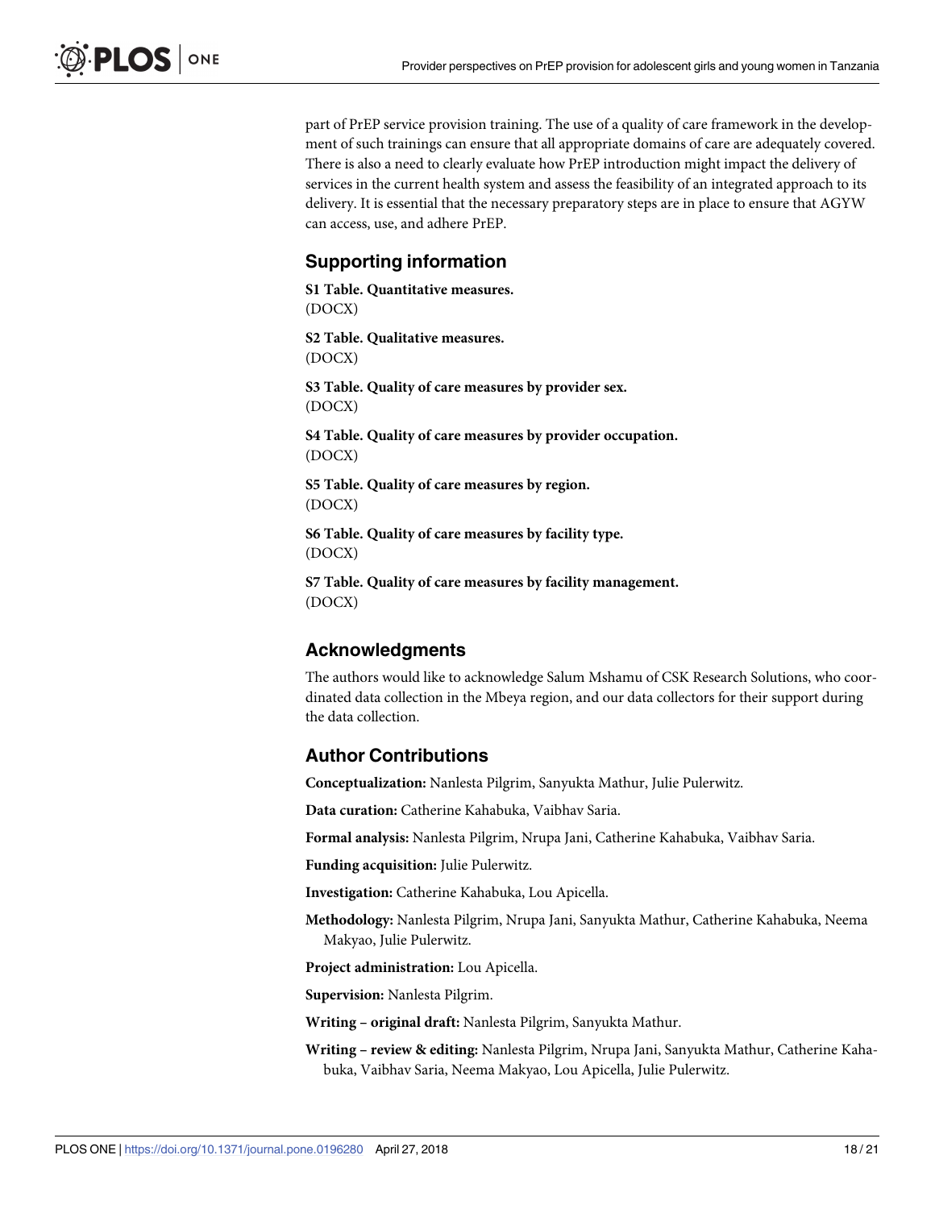part of PrEP service provision training. The use of a quality of care framework in the development of such trainings can ensure that all appropriate domains of care are adequately covered. There is also a need to clearly evaluate how PrEP introduction might impact the delivery of services in the current health system and assess the feasibility of an integrated approach to its delivery. It is essential that the necessary preparatory steps are in place to ensure that AGYW can access, use, and adhere PrEP.

## Supporting information

**S1 Table. Quantitative measures.**
(DOCX)

**S2 Table. Qualitative measures.**
(DOCX)

**S3 Table. Quality of care measures by provider sex.**
(DOCX)

**S4 Table. Quality of care measures by provider occupation.**
(DOCX)

**S5 Table. Quality of care measures by region.**
(DOCX)

**S6 Table. Quality of care measures by facility type.**
(DOCX)

**S7 Table. Quality of care measures by facility management.**
(DOCX)

## Acknowledgments

The authors would like to acknowledge Salum Mshamu of CSK Research Solutions, who coordinated data collection in the Mbeya region, and our data collectors for their support during the data collection.

## Author Contributions

**Conceptualization:** Nanlesta Pilgrim, Sanyukta Mathur, Julie Pulerwitz.

**Data curation:** Catherine Kahabuka, Vaibhav Saria.

**Formal analysis:** Nanlesta Pilgrim, Nrupa Jani, Catherine Kahabuka, Vaibhav Saria.

**Funding acquisition:** Julie Pulerwitz.

**Investigation:** Catherine Kahabuka, Lou Apicella.

**Methodology:** Nanlesta Pilgrim, Nrupa Jani, Sanyukta Mathur, Catherine Kahabuka, Neema Makyao, Julie Pulerwitz.

**Project administration:** Lou Apicella.

**Supervision:** Nanlesta Pilgrim.

**Writing – original draft:** Nanlesta Pilgrim, Sanyukta Mathur.

**Writing – review & editing:** Nanlesta Pilgrim, Nrupa Jani, Sanyukta Mathur, Catherine Kahabuka, Vaibhav Saria, Neema Makyao, Lou Apicella, Julie Pulerwitz.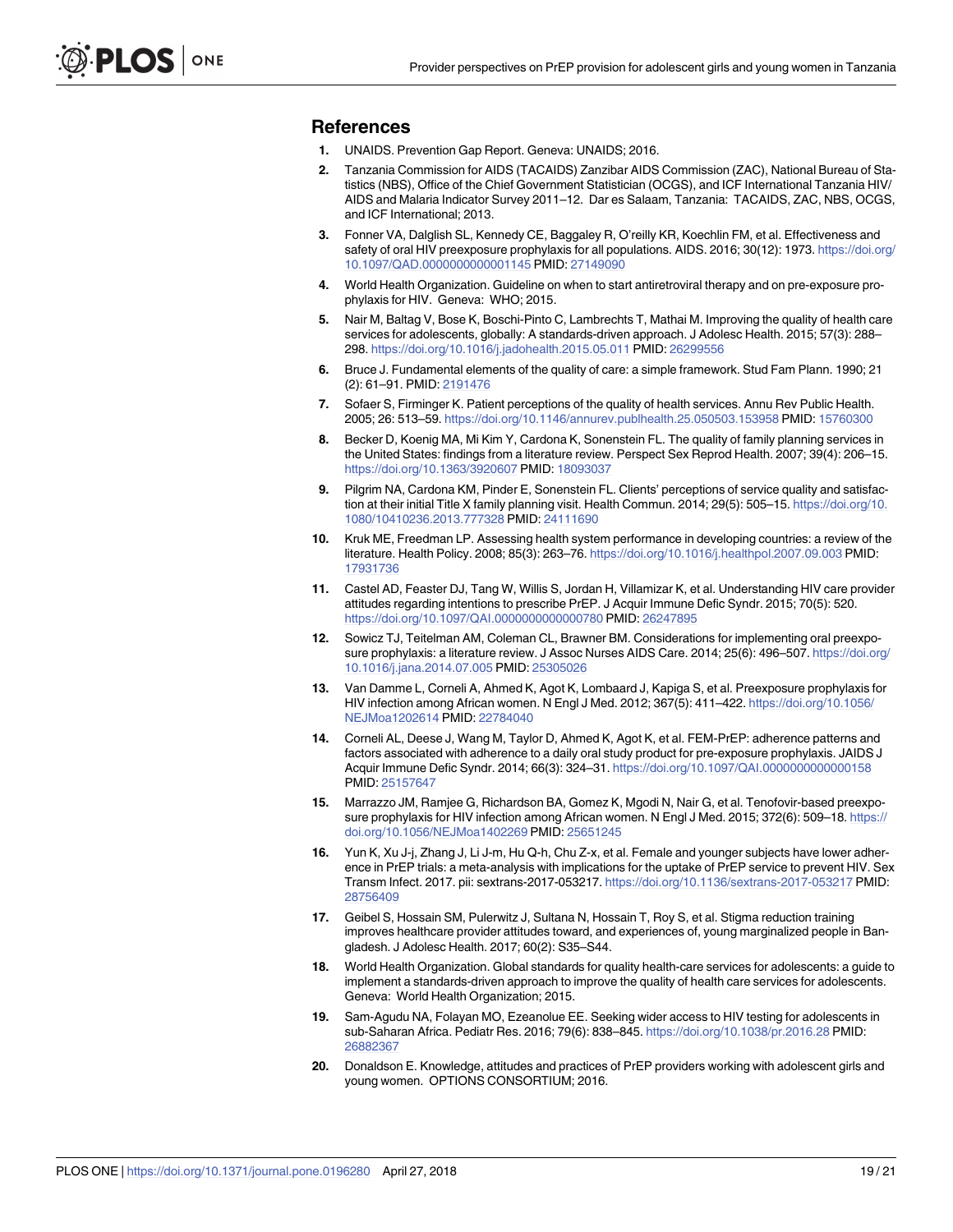## References

1. UNAIDS. Prevention Gap Report. Geneva: UNAIDS; 2016.
2. Tanzania Commission for AIDS (TACAIDS) Zanzibar AIDS Commission (ZAC), National Bureau of Statistics (NBS), Office of the Chief Government Statistician (OCGS), and ICF International Tanzania HIV/AIDS and Malaria Indicator Survey 2011–12. Dar es Salaam, Tanzania: TACAIDS, ZAC, NBS, OCGS, and ICF International; 2013.
3. Fonner VA, Dalglish SL, Kennedy CE, Baggaley R, O'reilly KR, Koechlin FM, et al. Effectiveness and safety of oral HIV preexposure prophylaxis for all populations. AIDS. 2016; 30(12): 1973. https://doi.org/10.1097/QAD.0000000000001145 PMID: 27149090
4. World Health Organization. Guideline on when to start antiretroviral therapy and on pre-exposure prophylaxis for HIV. Geneva: WHO; 2015.
5. Nair M, Baltag V, Bose K, Boschi-Pinto C, Lambrechts T, Mathai M. Improving the quality of health care services for adolescents, globally: A standards-driven approach. J Adolesc Health. 2015; 57(3): 288–298. https://doi.org/10.1016/j.jadohealth.2015.05.011 PMID: 26299556
6. Bruce J. Fundamental elements of the quality of care: a simple framework. Stud Fam Plann. 1990; 21 (2): 61–91. PMID: 2191476
7. Sofaer S, Firminger K. Patient perceptions of the quality of health services. Annu Rev Public Health. 2005; 26: 513–59. https://doi.org/10.1146/annurev.publhealth.25.050503.153958 PMID: 15760300
8. Becker D, Koenig MA, Mi Kim Y, Cardona K, Sonenstein FL. The quality of family planning services in the United States: findings from a literature review. Perspect Sex Reprod Health. 2007; 39(4): 206–15. https://doi.org/10.1363/3920607 PMID: 18093037
9. Pilgrim NA, Cardona KM, Pinder E, Sonenstein FL. Clients' perceptions of service quality and satisfaction at their initial Title X family planning visit. Health Commun. 2014; 29(5): 505–15. https://doi.org/10.1080/10410236.2013.777328 PMID: 24111690
10. Kruk ME, Freedman LP. Assessing health system performance in developing countries: a review of the literature. Health Policy. 2008; 85(3): 263–76. https://doi.org/10.1016/j.healthpol.2007.09.003 PMID: 17931736
11. Castel AD, Feaster DJ, Tang W, Willis S, Jordan H, Villamizar K, et al. Understanding HIV care provider attitudes regarding intentions to prescribe PrEP. J Acquir Immune Defic Syndr. 2015; 70(5): 520. https://doi.org/10.1097/QAI.0000000000000780 PMID: 26247895
12. Sowicz TJ, Teitelman AM, Coleman CL, Brawner BM. Considerations for implementing oral preexposure prophylaxis: a literature review. J Assoc Nurses AIDS Care. 2014; 25(6): 496–507. https://doi.org/10.1016/j.jana.2014.07.005 PMID: 25305026
13. Van Damme L, Corneli A, Ahmed K, Agot K, Lombaard J, Kapiga S, et al. Preexposure prophylaxis for HIV infection among African women. N Engl J Med. 2012; 367(5): 411–422. https://doi.org/10.1056/NEJMoa1202614 PMID: 22784040
14. Corneli AL, Deese J, Wang M, Taylor D, Ahmed K, Agot K, et al. FEM-PrEP: adherence patterns and factors associated with adherence to a daily oral study product for pre-exposure prophylaxis. JAIDS J Acquir Immune Defic Syndr. 2014; 66(3): 324–31. https://doi.org/10.1097/QAI.0000000000000158 PMID: 25157647
15. Marrazzo JM, Ramjee G, Richardson BA, Gomez K, Mgodi N, Nair G, et al. Tenofovir-based preexposure prophylaxis for HIV infection among African women. N Engl J Med. 2015; 372(6): 509–18. https://doi.org/10.1056/NEJMoa1402269 PMID: 25651245
16. Yun K, Xu J-j, Zhang J, Li J-m, Hu Q-h, Chu Z-x, et al. Female and younger subjects have lower adherence in PrEP trials: a meta-analysis with implications for the uptake of PrEP service to prevent HIV. Sex Transm Infect. 2017. pii: sextrans-2017-053217. https://doi.org/10.1136/sextrans-2017-053217 PMID: 28756409
17. Geibel S, Hossain SM, Pulerwitz J, Sultana N, Hossain T, Roy S, et al. Stigma reduction training improves healthcare provider attitudes toward, and experiences of, young marginalized people in Bangladesh. J Adolesc Health. 2017; 60(2): S35–S44.
18. World Health Organization. Global standards for quality health-care services for adolescents: a guide to implement a standards-driven approach to improve the quality of health care services for adolescents. Geneva: World Health Organization; 2015.
19. Sam-Agudu NA, Folayan MO, Ezeanolue EE. Seeking wider access to HIV testing for adolescents in sub-Saharan Africa. Pediatr Res. 2016; 79(6): 838–845. https://doi.org/10.1038/pr.2016.28 PMID: 26882367
20. Donaldson E. Knowledge, attitudes and practices of PrEP providers working with adolescent girls and young women. OPTIONS CONSORTIUM; 2016.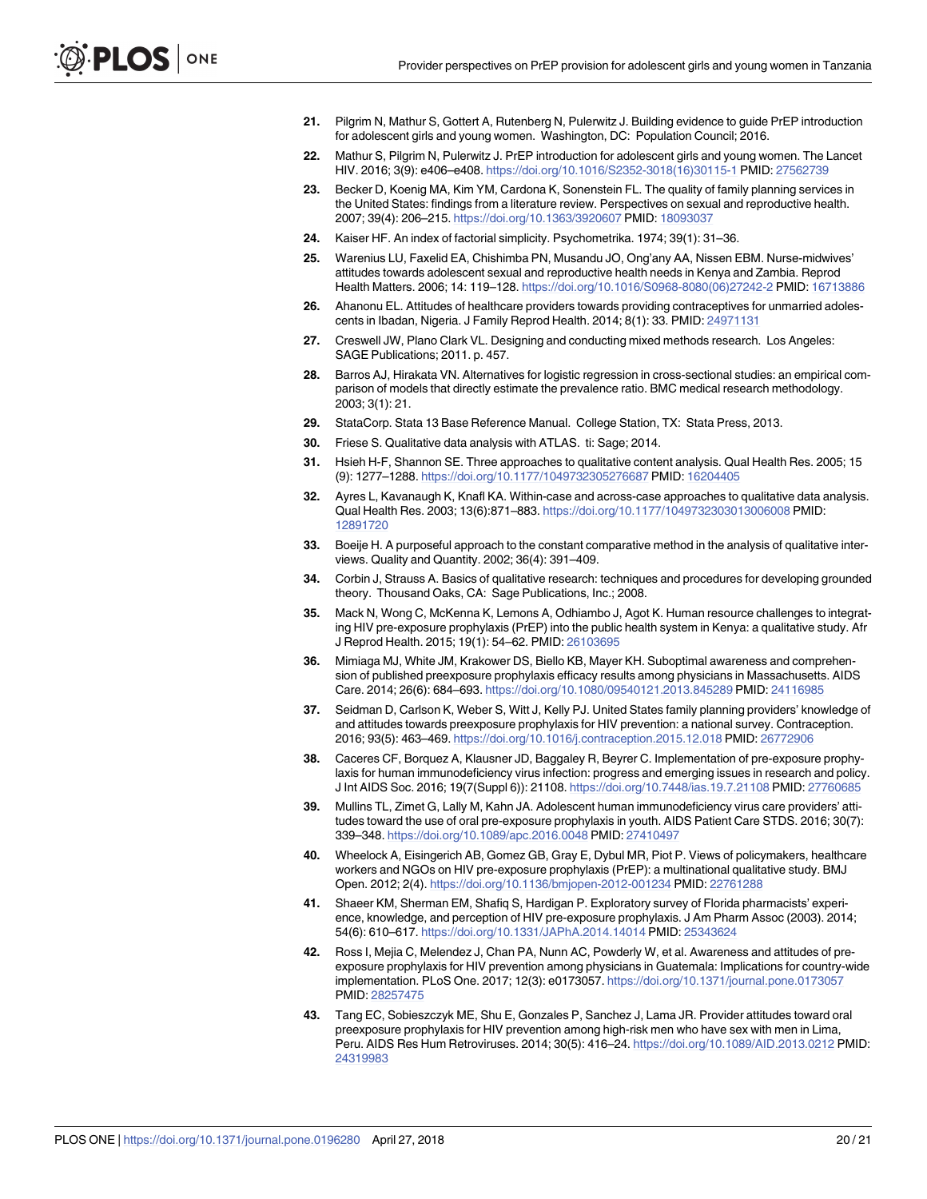21. Pilgrim N, Mathur S, Gottert A, Rutenberg N, Pulerwitz J. Building evidence to guide PrEP introduction for adolescent girls and young women. Washington, DC: Population Council; 2016.
22. Mathur S, Pilgrim N, Pulerwitz J. PrEP introduction for adolescent girls and young women. The Lancet HIV. 2016; 3(9): e406–e408. https://doi.org/10.1016/S2352-3018(16)30115-1 PMID: 27562739
23. Becker D, Koenig MA, Kim YM, Cardona K, Sonenstein FL. The quality of family planning services in the United States: findings from a literature review. Perspectives on sexual and reproductive health. 2007; 39(4): 206–215. https://doi.org/10.1363/3920607 PMID: 18093037
24. Kaiser HF. An index of factorial simplicity. Psychometrika. 1974; 39(1): 31–36.
25. Warenius LU, Faxelid EA, Chishimba PN, Musandu JO, Ong'any AA, Nissen EBM. Nurse-midwives' attitudes towards adolescent sexual and reproductive health needs in Kenya and Zambia. Reprod Health Matters. 2006; 14: 119–128. https://doi.org/10.1016/S0968-8080(06)27242-2 PMID: 16713886
26. Ahanonu EL. Attitudes of healthcare providers towards providing contraceptives for unmarried adolescents in Ibadan, Nigeria. J Family Reprod Health. 2014; 8(1): 33. PMID: 24971131
27. Creswell JW, Plano Clark VL. Designing and conducting mixed methods research. Los Angeles: SAGE Publications; 2011. p. 457.
28. Barros AJ, Hirakata VN. Alternatives for logistic regression in cross-sectional studies: an empirical comparison of models that directly estimate the prevalence ratio. BMC medical research methodology. 2003; 3(1): 21.
29. StataCorp. Stata 13 Base Reference Manual. College Station, TX: Stata Press, 2013.
30. Friese S. Qualitative data analysis with ATLAS. ti: Sage; 2014.
31. Hsieh H-F, Shannon SE. Three approaches to qualitative content analysis. Qual Health Res. 2005; 15 (9): 1277–1288. https://doi.org/10.1177/1049732305276687 PMID: 16204405
32. Ayres L, Kavanaugh K, Knafl KA. Within-case and across-case approaches to qualitative data analysis. Qual Health Res. 2003; 13(6):871–883. https://doi.org/10.1177/1049732303013006008 PMID: 12891720
33. Boeije H. A purposeful approach to the constant comparative method in the analysis of qualitative interviews. Quality and Quantity. 2002; 36(4): 391–409.
34. Corbin J, Strauss A. Basics of qualitative research: techniques and procedures for developing grounded theory. Thousand Oaks, CA: Sage Publications, Inc.; 2008.
35. Mack N, Wong C, McKenna K, Lemons A, Odhiambo J, Agot K. Human resource challenges to integrating HIV pre-exposure prophylaxis (PrEP) into the public health system in Kenya: a qualitative study. Afr J Reprod Health. 2015; 19(1): 54–62. PMID: 26103695
36. Mimiaga MJ, White JM, Krakower DS, Biello KB, Mayer KH. Suboptimal awareness and comprehension of published preexposure prophylaxis efficacy results among physicians in Massachusetts. AIDS Care. 2014; 26(6): 684–693. https://doi.org/10.1080/09540121.2013.845289 PMID: 24116985
37. Seidman D, Carlson K, Weber S, Witt J, Kelly PJ. United States family planning providers' knowledge of and attitudes towards preexposure prophylaxis for HIV prevention: a national survey. Contraception. 2016; 93(5): 463–469. https://doi.org/10.1016/j.contraception.2015.12.018 PMID: 26772906
38. Caceres CF, Borquez A, Klausner JD, Baggaley R, Beyrer C. Implementation of pre-exposure prophylaxis for human immunodeficiency virus infection: progress and emerging issues in research and policy. J Int AIDS Soc. 2016; 19(7(Suppl 6)): 21108. https://doi.org/10.7448/ias.19.7.21108 PMID: 27760685
39. Mullins TL, Zimet G, Lally M, Kahn JA. Adolescent human immunodeficiency virus care providers' attitudes toward the use of oral pre-exposure prophylaxis in youth. AIDS Patient Care STDS. 2016; 30(7): 339–348. https://doi.org/10.1089/apc.2016.0048 PMID: 27410497
40. Wheelock A, Eisingerich AB, Gomez GB, Gray E, Dybul MR, Piot P. Views of policymakers, healthcare workers and NGOs on HIV pre-exposure prophylaxis (PrEP): a multinational qualitative study. BMJ Open. 2012; 2(4). https://doi.org/10.1136/bmjopen-2012-001234 PMID: 22761288
41. Shaeer KM, Sherman EM, Shafiq S, Hardigan P. Exploratory survey of Florida pharmacists' experience, knowledge, and perception of HIV pre-exposure prophylaxis. J Am Pharm Assoc (2003). 2014; 54(6): 610–617. https://doi.org/10.1331/JAPhA.2014.14014 PMID: 25343624
42. Ross I, Mejia C, Melendez J, Chan PA, Nunn AC, Powderly W, et al. Awareness and attitudes of pre-exposure prophylaxis for HIV prevention among physicians in Guatemala: Implications for country-wide implementation. PLoS One. 2017; 12(3): e0173057. https://doi.org/10.1371/journal.pone.0173057 PMID: 28257475
43. Tang EC, Sobieszczyk ME, Shu E, Gonzales P, Sanchez J, Lama JR. Provider attitudes toward oral preexposure prophylaxis for HIV prevention among high-risk men who have sex with men in Lima, Peru. AIDS Res Hum Retroviruses. 2014; 30(5): 416–24. https://doi.org/10.1089/AID.2013.0212 PMID: 24319983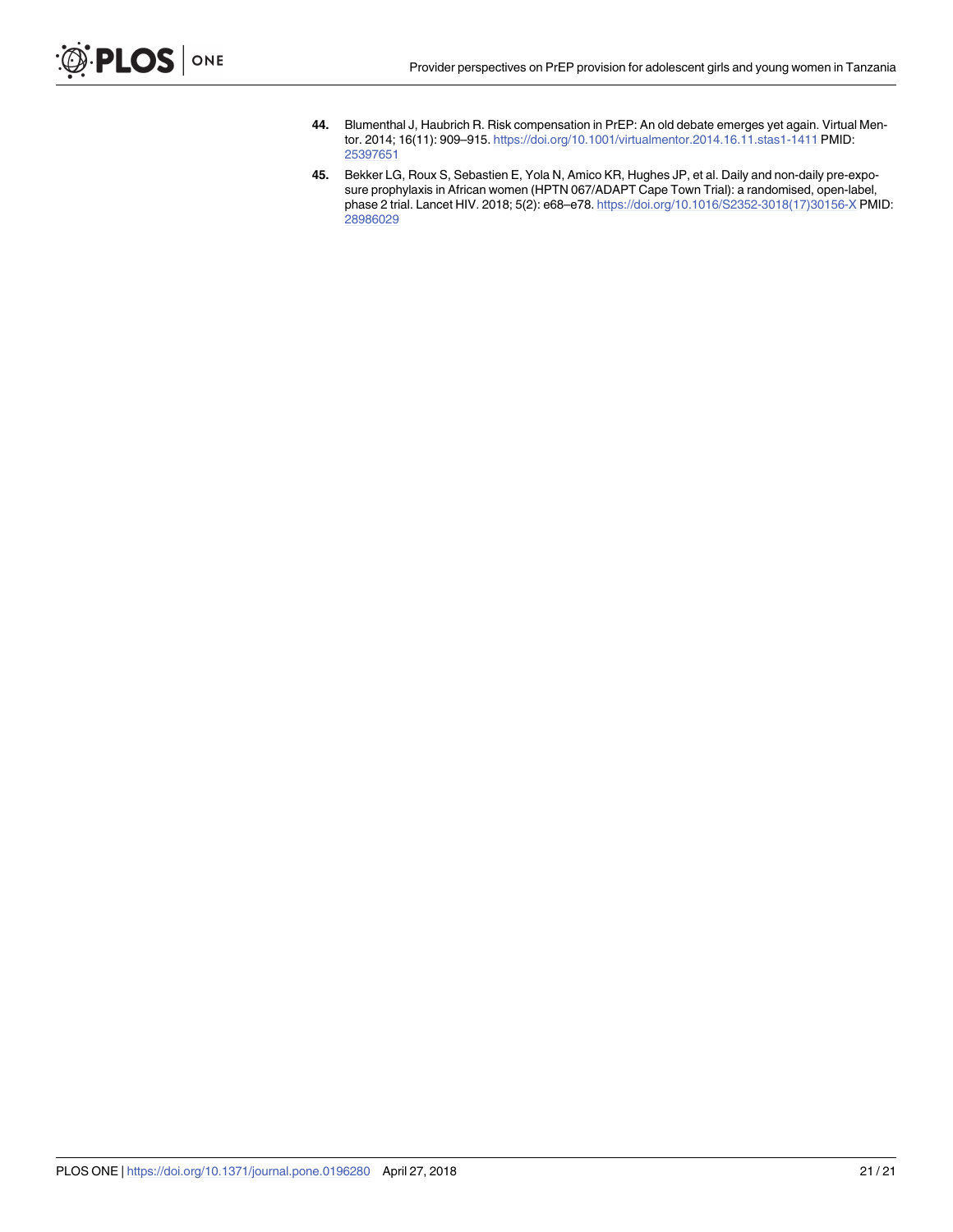44. Blumenthal J, Haubrich R. Risk compensation in PrEP: An old debate emerges yet again. Virtual Mentor. 2014; 16(11): 909–915. https://doi.org/10.1001/virtualmentor.2014.16.11.stas1-1411 PMID: 25397651

45. Bekker LG, Roux S, Sebastien E, Yola N, Amico KR, Hughes JP, et al. Daily and non-daily pre-exposure prophylaxis in African women (HPTN 067/ADAPT Cape Town Trial): a randomised, open-label, phase 2 trial. Lancet HIV. 2018; 5(2): e68–e78. https://doi.org/10.1016/S2352-3018(17)30156-X PMID: 28986029